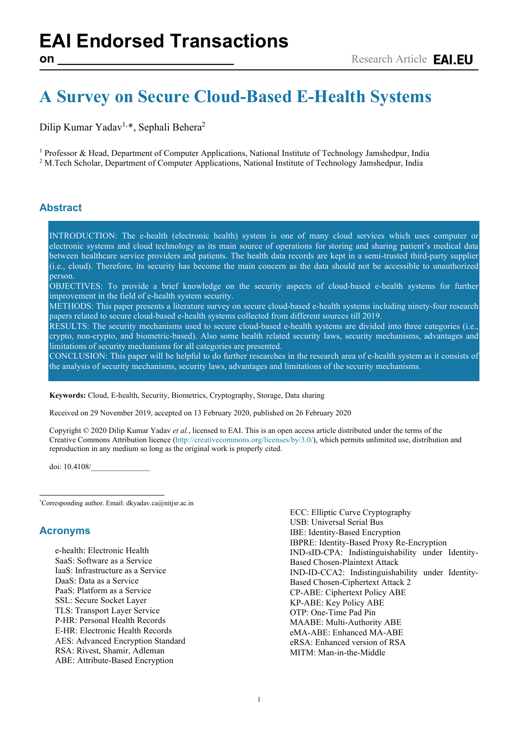# A Survey on Secure Cloud-Based E-Health Systems

Dilip Kumar Yadav[1,*], Sephali Behera[2]

[1] Professor & Head, Department of Computer Applications, National Institute of Technology Jamshedpur, India
[2] M.Tech Scholar, Department of Computer Applications, National Institute of Technology Jamshedpur, India

## Abstract

INTRODUCTION: The e-health (electronic health) system is one of many cloud services which uses computer or electronic systems and cloud technology as its main source of operations for storing and sharing patient's medical data between healthcare service providers and patients. The health data records are kept in a semi-trusted third-party supplier (i.e., cloud). Therefore, its security has become the main concern as the data should not be accessible to unauthorized person.

OBJECTIVES: To provide a brief knowledge on the security aspects of cloud-based e-health systems for further improvement in the field of e-health system security.

METHODS: This paper presents a literature survey on secure cloud-based e-health systems including ninety-four research papers related to secure cloud-based e-health systems collected from different sources till 2019.

RESULTS: The security mechanisms used to secure cloud-based e-health systems are divided into three categories (i.e., crypto, non-crypto, and biometric-based). Also some health related security laws, security mechanisms, advantages and limitations of security mechanisms for all categories are presented.

CONCLUSION: This paper will be helpful to do further researches in the research area of e-health system as it consists of the analysis of security mechanisms, security laws, advantages and limitations of the security mechanisms.

**Keywords:** Cloud, E-health, Security, Biometrics, Cryptography, Storage, Data sharing

Received on 29 November 2019, accepted on 13 February 2020, published on 26 February 2020

Copyright © 2020 Dilip Kumar Yadav *et al.*, licensed to EAI. This is an open access article distributed under the terms of the Creative Commons Attribution licence (http://creativecommons.org/licenses/by/3.0/), which permits unlimited use, distribution and reproduction in any medium so long as the original work is properly cited.

doi: 10.4108/______________

*Corresponding author. Email: dkyadav.ca@nitjsr.ac.in

## Acronyms

e-health: Electronic Health
SaaS: Software as a Service
IaaS: Infrastructure as a Service
DaaS: Data as a Service
PaaS: Platform as a Service
SSL: Secure Socket Layer
TLS: Transport Layer Service
P-HR: Personal Health Records
E-HR: Electronic Health Records
AES: Advanced Encryption Standard
RSA: Rivest, Shamir, Adleman
ABE: Attribute-Based Encryption
ECC: Elliptic Curve Cryptography
USB: Universal Serial Bus
IBE: Identity-Based Encryption
IBPRE: Identity-Based Proxy Re-Encryption
IND-sID-CPA: Indistinguishability under Identity-Based Chosen-Plaintext Attack
IND-ID-CCA2: Indistinguishability under Identity-Based Chosen-Ciphertext Attack 2
CP-ABE: Ciphertext Policy ABE
KP-ABE: Key Policy ABE
OTP: One-Time Pad Pin
MAABE: Multi-Authority ABE
eMA-ABE: Enhanced MA-ABE
eRSA: Enhanced version of RSA
MITM: Man-in-the-Middle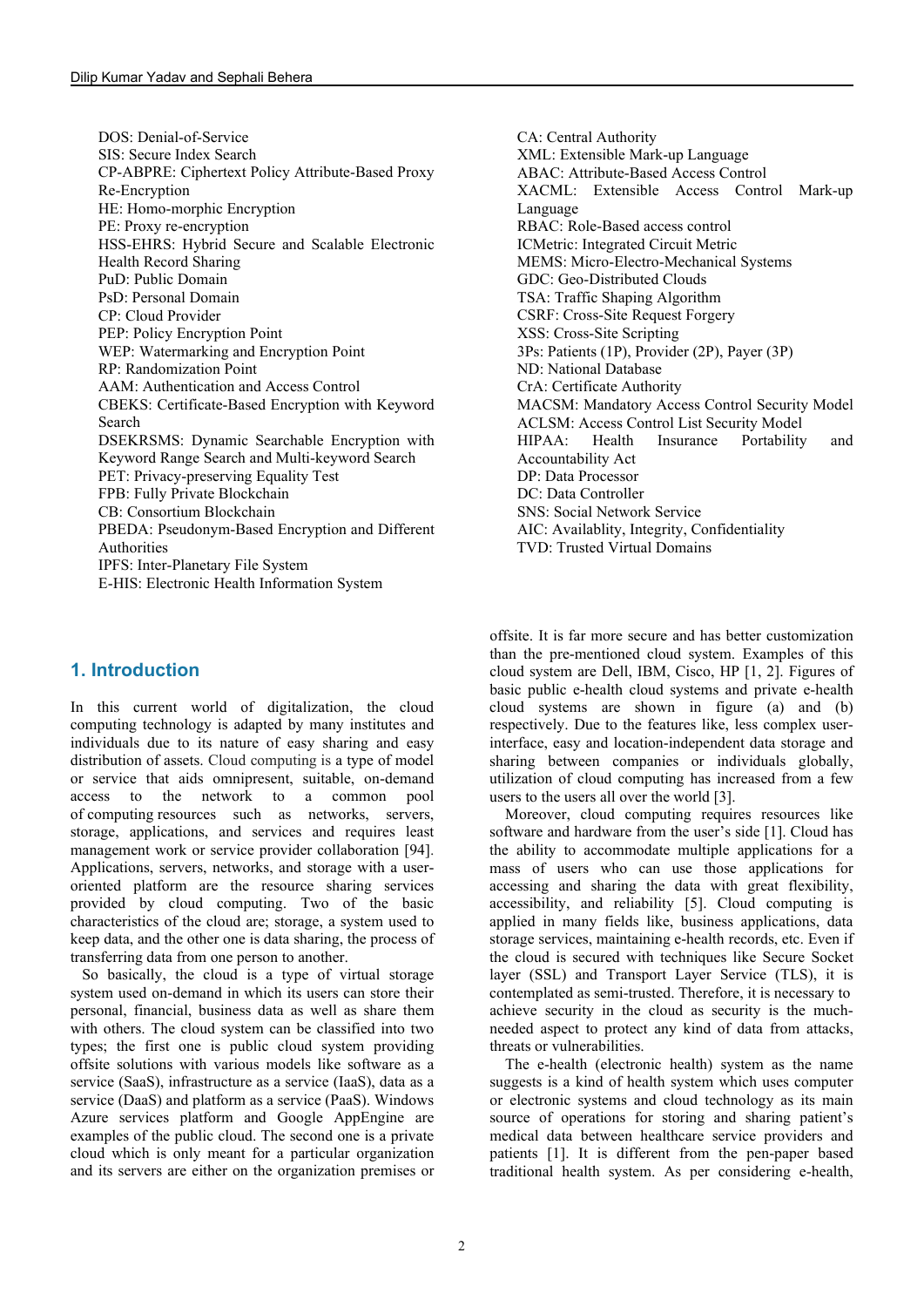DOS: Denial-of-Service
SIS: Secure Index Search
CP-ABPRE: Ciphertext Policy Attribute-Based Proxy Re-Encryption
HE: Homo-morphic Encryption
PE: Proxy re-encryption
HSS-EHRS: Hybrid Secure and Scalable Electronic Health Record Sharing
PuD: Public Domain
PsD: Personal Domain
CP: Cloud Provider
PEP: Policy Encryption Point
WEP: Watermarking and Encryption Point
RP: Randomization Point
AAM: Authentication and Access Control
CBEKS: Certificate-Based Encryption with Keyword Search
DSEKRSMS: Dynamic Searchable Encryption with Keyword Range Search and Multi-keyword Search
PET: Privacy-preserving Equality Test
FPB: Fully Private Blockchain
CB: Consortium Blockchain
PBEDA: Pseudonym-Based Encryption and Different Authorities
IPFS: Inter-Planetary File System
E-HIS: Electronic Health Information System
CA: Central Authority
XML: Extensible Mark-up Language
ABAC: Attribute-Based Access Control
XACML: Extensible Access Control Mark-up Language
RBAC: Role-Based access control
ICMetric: Integrated Circuit Metric
MEMS: Micro-Electro-Mechanical Systems
GDC: Geo-Distributed Clouds
TSA: Traffic Shaping Algorithm
CSRF: Cross-Site Request Forgery
XSS: Cross-Site Scripting
3Ps: Patients (1P), Provider (2P), Payer (3P)
ND: National Database
CrA: Certificate Authority
MACSM: Mandatory Access Control Security Model
ACLSM: Access Control List Security Model
HIPAA: Health Insurance Portability and Accountability Act
DP: Data Processor
DC: Data Controller
SNS: Social Network Service
AIC: Availablity, Integrity, Confidentiality
TVD: Trusted Virtual Domains

## 1. Introduction

In this current world of digitalization, the cloud computing technology is adapted by many institutes and individuals due to its nature of easy sharing and easy distribution of assets. Cloud computing is a type of model or service that aids omnipresent, suitable, on-demand access to the network to a common pool of computing resources such as networks, servers, storage, applications, and services and requires least management work or service provider collaboration [94]. Applications, servers, networks, and storage with a user-oriented platform are the resource sharing services provided by cloud computing. Two of the basic characteristics of the cloud are; storage, a system used to keep data, and the other one is data sharing, the process of transferring data from one person to another.

So basically, the cloud is a type of virtual storage system used on-demand in which its users can store their personal, financial, business data as well as share them with others. The cloud system can be classified into two types; the first one is public cloud system providing offsite solutions with various models like software as a service (SaaS), infrastructure as a service (IaaS), data as a service (DaaS) and platform as a service (PaaS). Windows Azure services platform and Google AppEngine are examples of the public cloud. The second one is a private cloud which is only meant for a particular organization and its servers are either on the organization premises or offsite. It is far more secure and has better customization than the pre-mentioned cloud system. Examples of this cloud system are Dell, IBM, Cisco, HP [1, 2]. Figures of basic public e-health cloud systems and private e-health cloud systems are shown in figure (a) and (b) respectively. Due to the features like, less complex user-interface, easy and location-independent data storage and sharing between companies or individuals globally, utilization of cloud computing has increased from a few users to the users all over the world [3].

Moreover, cloud computing requires resources like software and hardware from the user's side [1]. Cloud has the ability to accommodate multiple applications for a mass of users who can use those applications for accessing and sharing the data with great flexibility, accessibility, and reliability [5]. Cloud computing is applied in many fields like, business applications, data storage services, maintaining e-health records, etc. Even if the cloud is secured with techniques like Secure Socket layer (SSL) and Transport Layer Service (TLS), it is contemplated as semi-trusted. Therefore, it is necessary to achieve security in the cloud as security is the much-needed aspect to protect any kind of data from attacks, threats or vulnerabilities.

The e-health (electronic health) system as the name suggests is a kind of health system which uses computer or electronic systems and cloud technology as its main source of operations for storing and sharing patient's medical data between healthcare service providers and patients [1]. It is different from the pen-paper based traditional health system. As per considering e-health,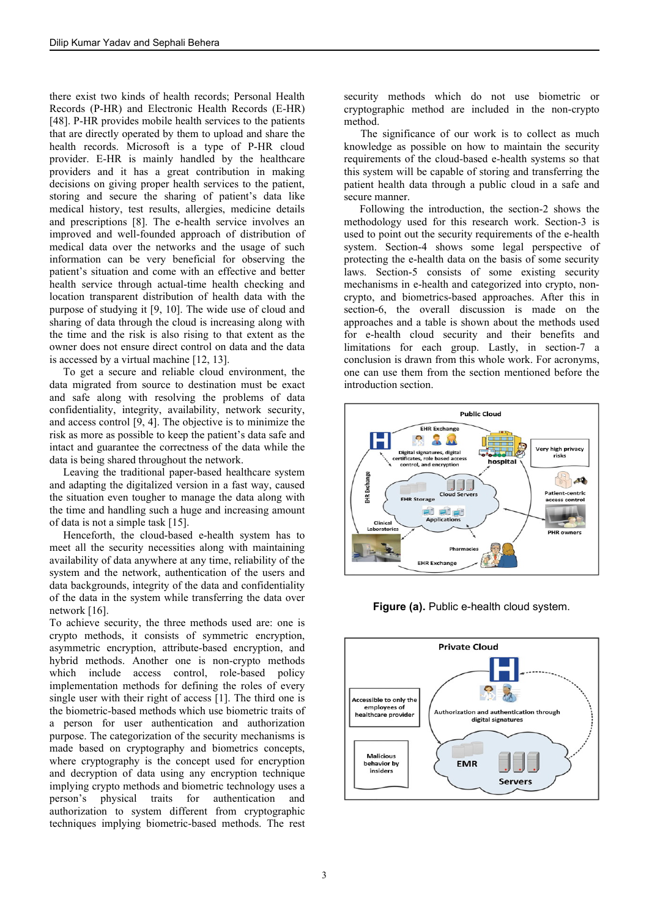there exist two kinds of health records; Personal Health Records (P-HR) and Electronic Health Records (E-HR) [48]. P-HR provides mobile health services to the patients that are directly operated by them to upload and share the health records. Microsoft is a type of P-HR cloud provider. E-HR is mainly handled by the healthcare providers and it has a great contribution in making decisions on giving proper health services to the patient, storing and secure the sharing of patient's data like medical history, test results, allergies, medicine details and prescriptions [8]. The e-health service involves an improved and well-founded approach of distribution of medical data over the networks and the usage of such information can be very beneficial for observing the patient's situation and come with an effective and better health service through actual-time health checking and location transparent distribution of health data with the purpose of studying it [9, 10]. The wide use of cloud and sharing of data through the cloud is increasing along with the time and the risk is also rising to that extent as the owner does not ensure direct control on data and the data is accessed by a virtual machine [12, 13].

To get a secure and reliable cloud environment, the data migrated from source to destination must be exact and safe along with resolving the problems of data confidentiality, integrity, availability, network security, and access control [9, 4]. The objective is to minimize the risk as more as possible to keep the patient's data safe and intact and guarantee the correctness of the data while the data is being shared throughout the network.

Leaving the traditional paper-based healthcare system and adapting the digitalized version in a fast way, caused the situation even tougher to manage the data along with the time and handling such a huge and increasing amount of data is not a simple task [15].

Henceforth, the cloud-based e-health system has to meet all the security necessities along with maintaining availability of data anywhere at any time, reliability of the system and the network, authentication of the users and data backgrounds, integrity of the data and confidentiality of the data in the system while transferring the data over network [16].

To achieve security, the three methods used are: one is crypto methods, it consists of symmetric encryption, asymmetric encryption, attribute-based encryption, and hybrid methods. Another one is non-crypto methods which include access control, role-based policy implementation methods for defining the roles of every single user with their right of access [1]. The third one is the biometric-based methods which use biometric traits of a person for user authentication and authorization purpose. The categorization of the security mechanisms is made based on cryptography and biometrics concepts, where cryptography is the concept used for encryption and decryption of data using any encryption technique implying crypto methods and biometric technology uses a person's physical traits for authentication and authorization to system different from cryptographic techniques implying biometric-based methods. The rest security methods which do not use biometric or cryptographic method are included in the non-crypto method.

The significance of our work is to collect as much knowledge as possible on how to maintain the security requirements of the cloud-based e-health systems so that this system will be capable of storing and transferring the patient health data through a public cloud in a safe and secure manner.

Following the introduction, the section-2 shows the methodology used for this research work. Section-3 is used to point out the security requirements of the e-health system. Section-4 shows some legal perspective of protecting the e-health data on the basis of some security laws. Section-5 consists of some existing security mechanisms in e-health and categorized into crypto, non-crypto, and biometrics-based approaches. After this in section-6, the overall discussion is made on the approaches and a table is shown about the methods used for e-health cloud security and their benefits and limitations for each group. Lastly, in section-7 a conclusion is drawn from this whole work. For acronyms, one can use them from the section mentioned before the introduction section.

**Figure (a).** Public e-health cloud system.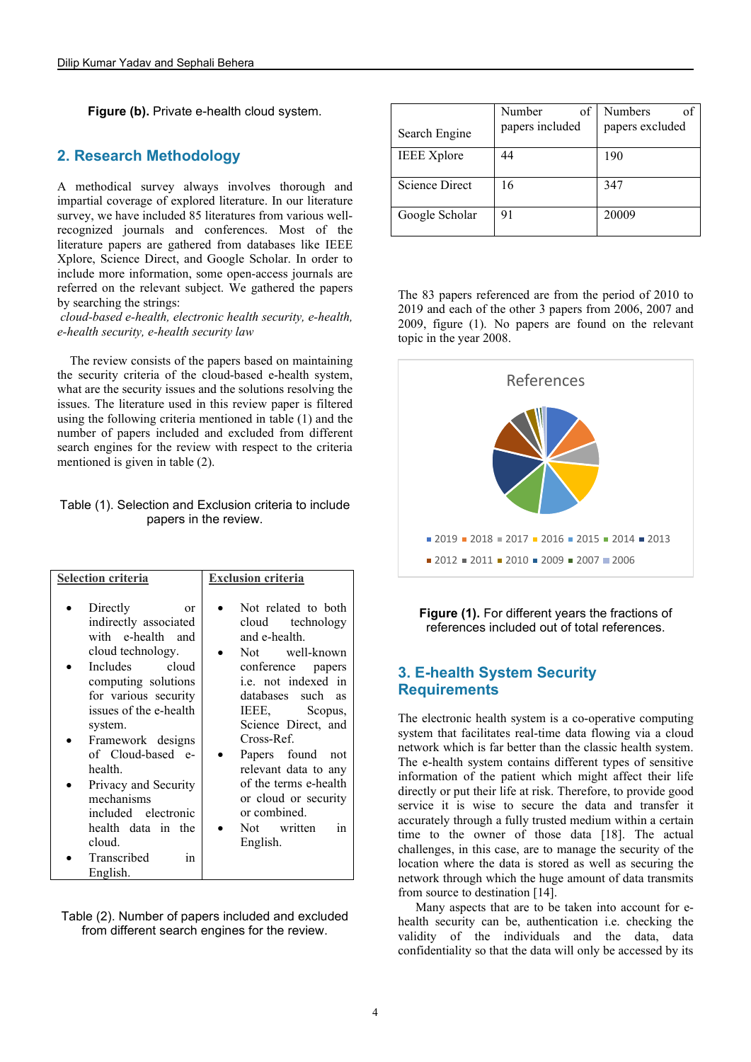**Figure (b).** Private e-health cloud system.

## 2. Research Methodology

A methodical survey always involves thorough and impartial coverage of explored literature. In our literature survey, we have included 85 literatures from various well-recognized journals and conferences. Most of the literature papers are gathered from databases like IEEE Xplore, Science Direct, and Google Scholar. In order to include more information, some open-access journals are referred on the relevant subject. We gathered the papers by searching the strings:

*cloud-based e-health, electronic health security, e-health, e-health security, e-health security law*

The review consists of the papers based on maintaining the security criteria of the cloud-based e-health system, what are the security issues and the solutions resolving the issues. The literature used in this review paper is filtered using the following criteria mentioned in table (1) and the number of papers included and excluded from different search engines for the review with respect to the criteria mentioned is given in table (2).

Table (1). Selection and Exclusion criteria to include papers in the review.

| Selection criteria | Exclusion criteria |
|---|---|
| • Directly or indirectly associated with e-health and cloud technology.<br>• Includes cloud computing solutions for various security issues of the e-health system.<br>• Framework designs of Cloud-based e-health.<br>• Privacy and Security mechanisms included electronic health data in the cloud.<br>• Transcribed in English. | • Not related to both cloud technology and e-health.<br>• Not well-known conference papers i.e. not indexed in databases such as IEEE, Scopus, Science Direct, and Cross-Ref.<br>• Papers found not relevant data to any of the terms e-health or cloud or security or combined.<br>• Not written in English. |

Table (2). Number of papers included and excluded from different search engines for the review.

| Search Engine | Number of papers included | Numbers of papers excluded |
|---|---|---|
| IEEE Xplore | 44 | 190 |
| Science Direct | 16 | 347 |
| Google Scholar | 91 | 20009 |

The 83 papers referenced are from the period of 2010 to 2019 and each of the other 3 papers from 2006, 2007 and 2009, figure (1). No papers are found on the relevant topic in the year 2008.

**Figure (1).** For different years the fractions of references included out of total references.

## 3. E-health System Security Requirements

The electronic health system is a co-operative computing system that facilitates real-time data flowing via a cloud network which is far better than the classic health system. The e-health system contains different types of sensitive information of the patient which might affect their life directly or put their life at risk. Therefore, to provide good service it is wise to secure the data and transfer it accurately through a fully trusted medium within a certain time to the owner of those data [18]. The actual challenges, in this case, are to manage the security of the location where the data is stored as well as securing the network through which the huge amount of data transmits from source to destination [14].

Many aspects that are to be taken into account for e-health security can be, authentication i.e. checking the validity of the individuals and the data, data confidentiality so that the data will only be accessed by its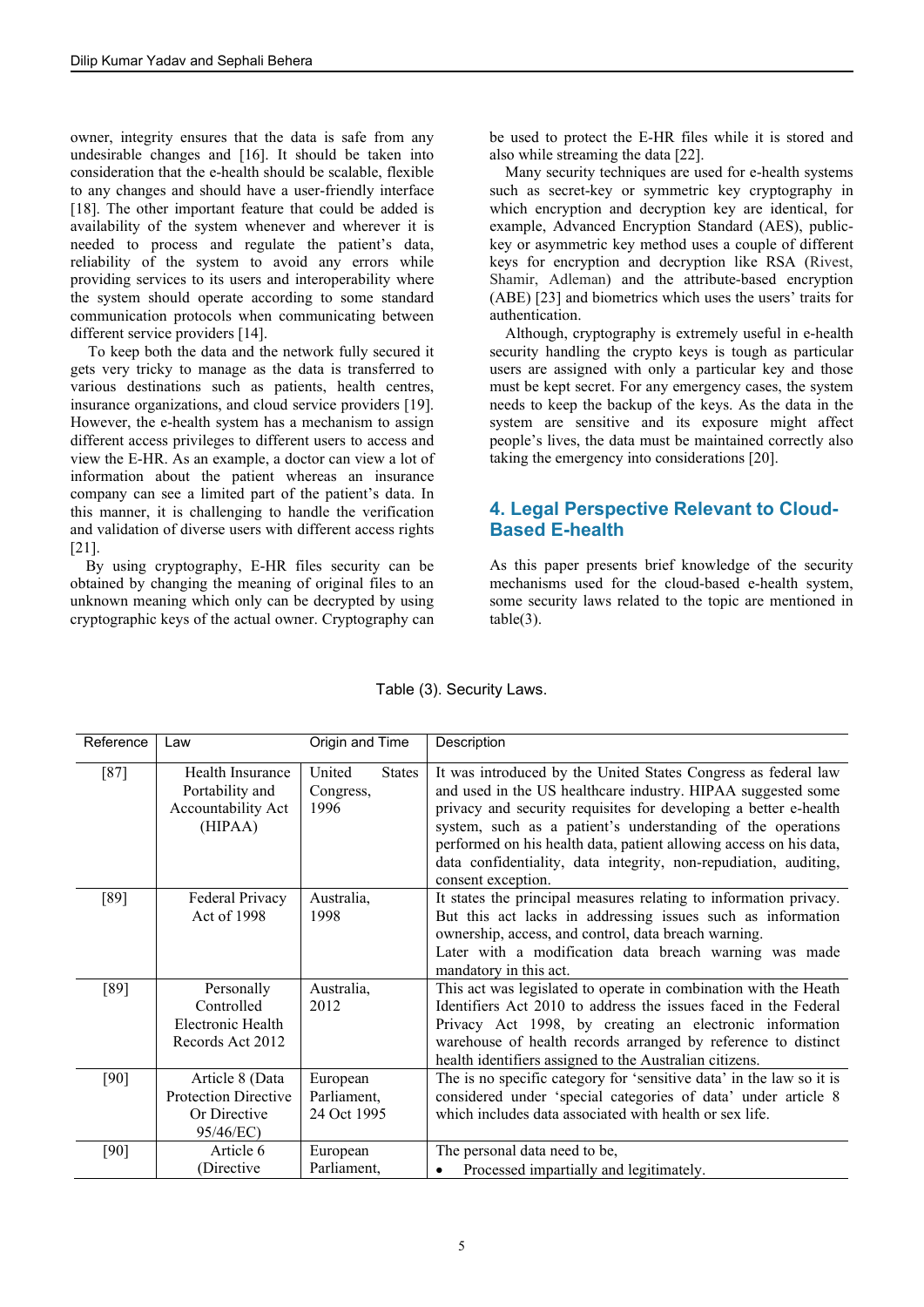owner, integrity ensures that the data is safe from any undesirable changes and [16]. It should be taken into consideration that the e-health should be scalable, flexible to any changes and should have a user-friendly interface [18]. The other important feature that could be added is availability of the system whenever and wherever it is needed to process and regulate the patient's data, reliability of the system to avoid any errors while providing services to its users and interoperability where the system should operate according to some standard communication protocols when communicating between different service providers [14].

To keep both the data and the network fully secured it gets very tricky to manage as the data is transferred to various destinations such as patients, health centres, insurance organizations, and cloud service providers [19]. However, the e-health system has a mechanism to assign different access privileges to different users to access and view the E-HR. As an example, a doctor can view a lot of information about the patient whereas an insurance company can see a limited part of the patient's data. In this manner, it is challenging to handle the verification and validation of diverse users with different access rights [21].

By using cryptography, E-HR files security can be obtained by changing the meaning of original files to an unknown meaning which only can be decrypted by using cryptographic keys of the actual owner. Cryptography can be used to protect the E-HR files while it is stored and also while streaming the data [22].

Many security techniques are used for e-health systems such as secret-key or symmetric key cryptography in which encryption and decryption key are identical, for example, Advanced Encryption Standard (AES), public-key or asymmetric key method uses a couple of different keys for encryption and decryption like RSA (Rivest, Shamir, Adleman) and the attribute-based encryption (ABE) [23] and biometrics which uses the users' traits for authentication.

Although, cryptography is extremely useful in e-health security handling the crypto keys is tough as particular users are assigned with only a particular key and those must be kept secret. For any emergency cases, the system needs to keep the backup of the keys. As the data in the system are sensitive and its exposure might affect people's lives, the data must be maintained correctly also taking the emergency into considerations [20].

## 4. Legal Perspective Relevant to Cloud-Based E-health

As this paper presents brief knowledge of the security mechanisms used for the cloud-based e-health system, some security laws related to the topic are mentioned in table(3).

Table (3). Security Laws.

| Reference | Law | Origin and Time | Description |
|---|---|---|---|
| [87] | Health Insurance Portability and Accountability Act (HIPAA) | United States Congress, 1996 | It was introduced by the United States Congress as federal law and used in the US healthcare industry. HIPAA suggested some privacy and security requisites for developing a better e-health system, such as a patient's understanding of the operations performed on his health data, patient allowing access on his data, data confidentiality, data integrity, non-repudiation, auditing, consent exception. |
| [89] | Federal Privacy Act of 1998 | Australia, 1998 | It states the principal measures relating to information privacy. But this act lacks in addressing issues such as information ownership, access, and control, data breach warning. Later with a modification data breach warning was made mandatory in this act. |
| [89] | Personally Controlled Electronic Health Records Act 2012 | Australia, 2012 | This act was legislated to operate in combination with the Heath Identifiers Act 2010 to address the issues faced in the Federal Privacy Act 1998, by creating an electronic information warehouse of health records arranged by reference to distinct health identifiers assigned to the Australian citizens. |
| [90] | Article 8 (Data Protection Directive Or Directive 95/46/EC) | European Parliament, 24 Oct 1995 | The is no specific category for 'sensitive data' in the law so it is considered under 'special categories of data' under article 8 which includes data associated with health or sex life. |
| [90] | Article 6 (Directive | European Parliament, | The personal data need to be,<br>• Processed impartially and legitimately. |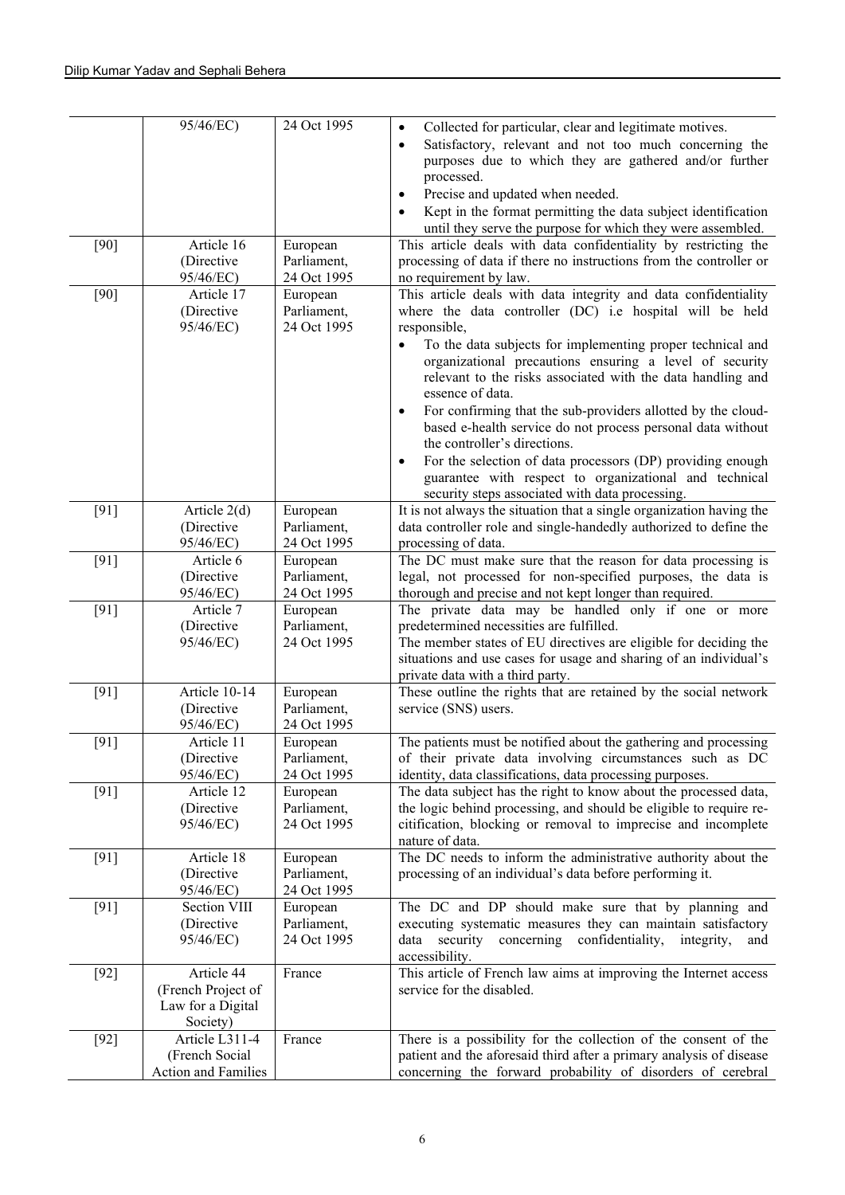| | | | |
|---|---|---|---|
| | 95/46/EC) | 24 Oct 1995 | • Collected for particular, clear and legitimate motives.<br>• Satisfactory, relevant and not too much concerning the purposes due to which they are gathered and/or further processed.<br>• Precise and updated when needed.<br>• Kept in the format permitting the data subject identification until they serve the purpose for which they were assembled. |
| [90] | Article 16 (Directive 95/46/EC) | European Parliament, 24 Oct 1995 | This article deals with data confidentiality by restricting the processing of data if there no instructions from the controller or no requirement by law. |
| [90] | Article 17 (Directive 95/46/EC) | European Parliament, 24 Oct 1995 | This article deals with data integrity and data confidentiality where the data controller (DC) i.e hospital will be held responsible,<br>• To the data subjects for implementing proper technical and organizational precautions ensuring a level of security relevant to the risks associated with the data handling and essence of data.<br>• For confirming that the sub-providers allotted by the cloud-based e-health service do not process personal data without the controller's directions.<br>• For the selection of data processors (DP) providing enough guarantee with respect to organizational and technical security steps associated with data processing. |
| [91] | Article 2(d) (Directive 95/46/EC) | European Parliament, 24 Oct 1995 | It is not always the situation that a single organization having the data controller role and single-handedly authorized to define the processing of data. |
| [91] | Article 6 (Directive 95/46/EC) | European Parliament, 24 Oct 1995 | The DC must make sure that the reason for data processing is legal, not processed for non-specified purposes, the data is thorough and precise and not kept longer than required. |
| [91] | Article 7 (Directive 95/46/EC) | European Parliament, 24 Oct 1995 | The private data may be handled only if one or more predetermined necessities are fulfilled.<br>The member states of EU directives are eligible for deciding the situations and use cases for usage and sharing of an individual's private data with a third party. |
| [91] | Article 10-14 (Directive 95/46/EC) | European Parliament, 24 Oct 1995 | These outline the rights that are retained by the social network service (SNS) users. |
| [91] | Article 11 (Directive 95/46/EC) | European Parliament, 24 Oct 1995 | The patients must be notified about the gathering and processing of their private data involving circumstances such as DC identity, data classifications, data processing purposes. |
| [91] | Article 12 (Directive 95/46/EC) | European Parliament, 24 Oct 1995 | The data subject has the right to know about the processed data, the logic behind processing, and should be eligible to require re-citification, blocking or removal to imprecise and incomplete nature of data. |
| [91] | Article 18 (Directive 95/46/EC) | European Parliament, 24 Oct 1995 | The DC needs to inform the administrative authority about the processing of an individual's data before performing it. |
| [91] | Section VIII (Directive 95/46/EC) | European Parliament, 24 Oct 1995 | The DC and DP should make sure that by planning and executing systematic measures they can maintain satisfactory data security concerning confidentiality, integrity, and accessibility. |
| [92] | Article 44 (French Project of Law for a Digital Society) | France | This article of French law aims at improving the Internet access service for the disabled. |
| [92] | Article L311-4 (French Social Action and Families | France | There is a possibility for the collection of the consent of the patient and the aforesaid third after a primary analysis of disease concerning the forward probability of disorders of cerebral |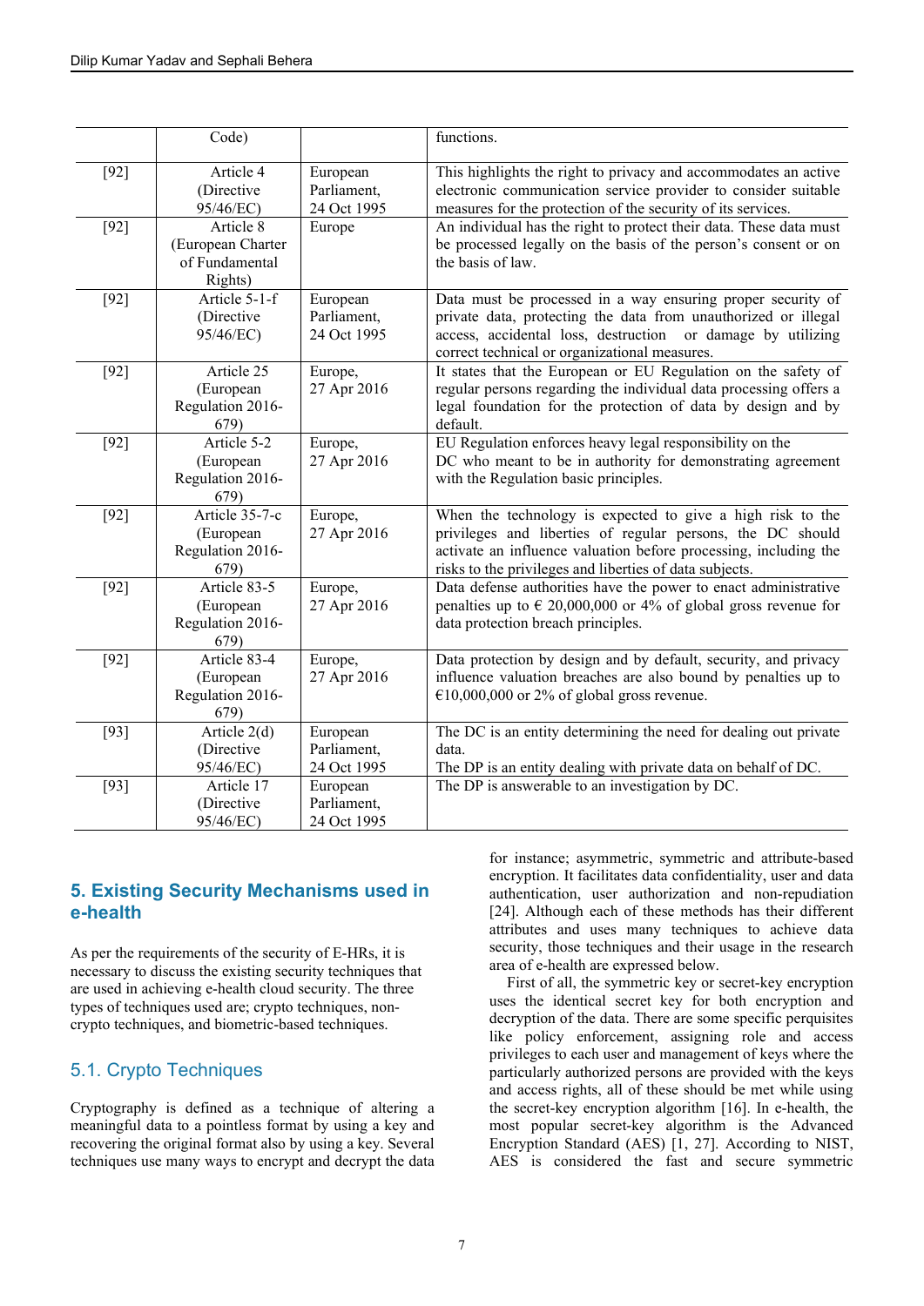| | | | |
|---|---|---|---|
| | Code) | | functions. |
| [92] | Article 4 (Directive 95/46/EC) | European Parliament, 24 Oct 1995 | This highlights the right to privacy and accommodates an active electronic communication service provider to consider suitable measures for the protection of the security of its services. |
| [92] | Article 8 (European Charter of Fundamental Rights) | Europe | An individual has the right to protect their data. These data must be processed legally on the basis of the person's consent or on the basis of law. |
| [92] | Article 5-1-f (Directive 95/46/EC) | European Parliament, 24 Oct 1995 | Data must be processed in a way ensuring proper security of private data, protecting the data from unauthorized or illegal access, accidental loss, destruction or damage by utilizing correct technical or organizational measures. |
| [92] | Article 25 (European Regulation 2016-679) | Europe, 27 Apr 2016 | It states that the European or EU Regulation on the safety of regular persons regarding the individual data processing offers a legal foundation for the protection of data by design and by default. |
| [92] | Article 5-2 (European Regulation 2016-679) | Europe, 27 Apr 2016 | EU Regulation enforces heavy legal responsibility on the DC who meant to be in authority for demonstrating agreement with the Regulation basic principles. |
| [92] | Article 35-7-c (European Regulation 2016-679) | Europe, 27 Apr 2016 | When the technology is expected to give a high risk to the privileges and liberties of regular persons, the DC should activate an influence valuation before processing, including the risks to the privileges and liberties of data subjects. |
| [92] | Article 83-5 (European Regulation 2016-679) | Europe, 27 Apr 2016 | Data defense authorities have the power to enact administrative penalties up to € 20,000,000 or 4% of global gross revenue for data protection breach principles. |
| [92] | Article 83-4 (European Regulation 2016-679) | Europe, 27 Apr 2016 | Data protection by design and by default, security, and privacy influence valuation breaches are also bound by penalties up to €10,000,000 or 2% of global gross revenue. |
| [93] | Article 2(d) (Directive 95/46/EC) | European Parliament, 24 Oct 1995 | The DC is an entity determining the need for dealing out private data. The DP is an entity dealing with private data on behalf of DC. |
| [93] | Article 17 (Directive 95/46/EC) | European Parliament, 24 Oct 1995 | The DP is answerable to an investigation by DC. |

## 5. Existing Security Mechanisms used in e-health

As per the requirements of the security of E-HRs, it is necessary to discuss the existing security techniques that are used in achieving e-health cloud security. The three types of techniques used are; crypto techniques, non-crypto techniques, and biometric-based techniques.

### 5.1. Crypto Techniques

Cryptography is defined as a technique of altering a meaningful data to a pointless format by using a key and recovering the original format also by using a key. Several techniques use many ways to encrypt and decrypt the data for instance; asymmetric, symmetric and attribute-based encryption. It facilitates data confidentiality, user and data authentication, user authorization and non-repudiation [24]. Although each of these methods has their different attributes and uses many techniques to achieve data security, those techniques and their usage in the research area of e-health are expressed below.

First of all, the symmetric key or secret-key encryption uses the identical secret key for both encryption and decryption of the data. There are some specific perquisites like policy enforcement, assigning role and access privileges to each user and management of keys where the particularly authorized persons are provided with the keys and access rights, all of these should be met while using the secret-key encryption algorithm [16]. In e-health, the most popular secret-key algorithm is the Advanced Encryption Standard (AES) [1, 27]. According to NIST, AES is considered the fast and secure symmetric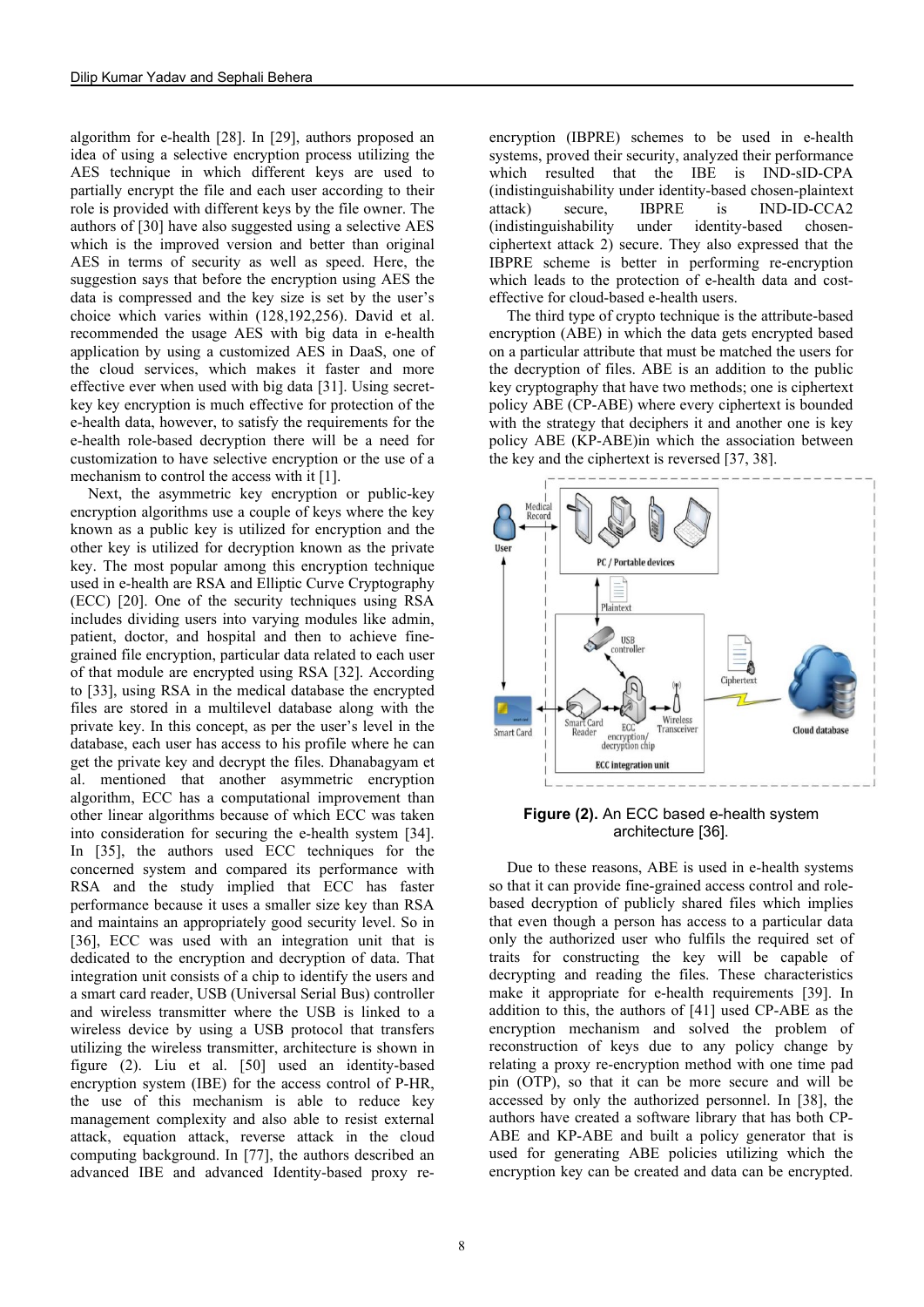algorithm for e-health [28]. In [29], authors proposed an idea of using a selective encryption process utilizing the AES technique in which different keys are used to partially encrypt the file and each user according to their role is provided with different keys by the file owner. The authors of [30] have also suggested using a selective AES which is the improved version and better than original AES in terms of security as well as speed. Here, the suggestion says that before the encryption using AES the data is compressed and the key size is set by the user's choice which varies within (128,192,256). David et al. recommended the usage AES with big data in e-health application by using a customized AES in DaaS, one of the cloud services, which makes it faster and more effective ever when used with big data [31]. Using secret-key key encryption is much effective for protection of the e-health data, however, to satisfy the requirements for the e-health role-based decryption there will be a need for customization to have selective encryption or the use of a mechanism to control the access with it [1].

Next, the asymmetric key encryption or public-key encryption algorithms use a couple of keys where the key known as a public key is utilized for encryption and the other key is utilized for decryption known as the private key. The most popular among this encryption technique used in e-health are RSA and Elliptic Curve Cryptography (ECC) [20]. One of the security techniques using RSA includes dividing users into varying modules like admin, patient, doctor, and hospital and then to achieve fine-grained file encryption, particular data related to each user of that module are encrypted using RSA [32]. According to [33], using RSA in the medical database the encrypted files are stored in a multilevel database along with the private key. In this concept, as per the user's level in the database, each user has access to his profile where he can get the private key and decrypt the files. Dhanabagyam et al. mentioned that another asymmetric encryption algorithm, ECC has a computational improvement than other linear algorithms because of which ECC was taken into consideration for securing the e-health system [34]. In [35], the authors used ECC techniques for the concerned system and compared its performance with RSA and the study implied that ECC has faster performance because it uses a smaller size key than RSA and maintains an appropriately good security level. So in [36], ECC was used with an integration unit that is dedicated to the encryption and decryption of data. That integration unit consists of a chip to identify the users and a smart card reader, USB (Universal Serial Bus) controller and wireless transmitter where the USB is linked to a wireless device by using a USB protocol that transfers utilizing the wireless transmitter, architecture is shown in figure (2). Liu et al. [50] used an identity-based encryption system (IBE) for the access control of P-HR, the use of this mechanism is able to reduce key management complexity and also able to resist external attack, equation attack, reverse attack in the cloud computing background. In [77], the authors described an advanced IBE and advanced Identity-based proxy re-encryption (IBPRE) schemes to be used in e-health systems, proved their security, analyzed their performance which resulted that the IBE is IND-sID-CPA (indistinguishability under identity-based chosen-plaintext attack) secure, IBPRE is IND-ID-CCA2 (indistinguishability under identity-based chosen-ciphertext attack 2) secure. They also expressed that the IBPRE scheme is better in performing re-encryption which leads to the protection of e-health data and cost-effective for cloud-based e-health users.

The third type of crypto technique is the attribute-based encryption (ABE) in which the data gets encrypted based on a particular attribute that must be matched the users for the decryption of files. ABE is an addition to the public key cryptography that have two methods; one is ciphertext policy ABE (CP-ABE) where every ciphertext is bounded with the strategy that deciphers it and another one is key policy ABE (KP-ABE)in which the association between the key and the ciphertext is reversed [37, 38].

User
Medical Record
PC / Portable devices
Plaintext
USB controller
Smart Card
Smart Card Reader
ECC encryption/ decryption chip
Wireless Transceiver
ECC integration unit
Ciphertext
Cloud database

**Figure (2).** An ECC based e-health system architecture [36].

Due to these reasons, ABE is used in e-health systems so that it can provide fine-grained access control and role-based decryption of publicly shared files which implies that even though a person has access to a particular data only the authorized user who fulfils the required set of traits for constructing the key will be capable of decrypting and reading the files. These characteristics make it appropriate for e-health requirements [39]. In addition to this, the authors of [41] used CP-ABE as the encryption mechanism and solved the problem of reconstruction of keys due to any policy change by relating a proxy re-encryption method with one time pad pin (OTP), so that it can be more secure and will be accessed by only the authorized personnel. In [38], the authors have created a software library that has both CP-ABE and KP-ABE and built a policy generator that is used for generating ABE policies utilizing which the encryption key can be created and data can be encrypted.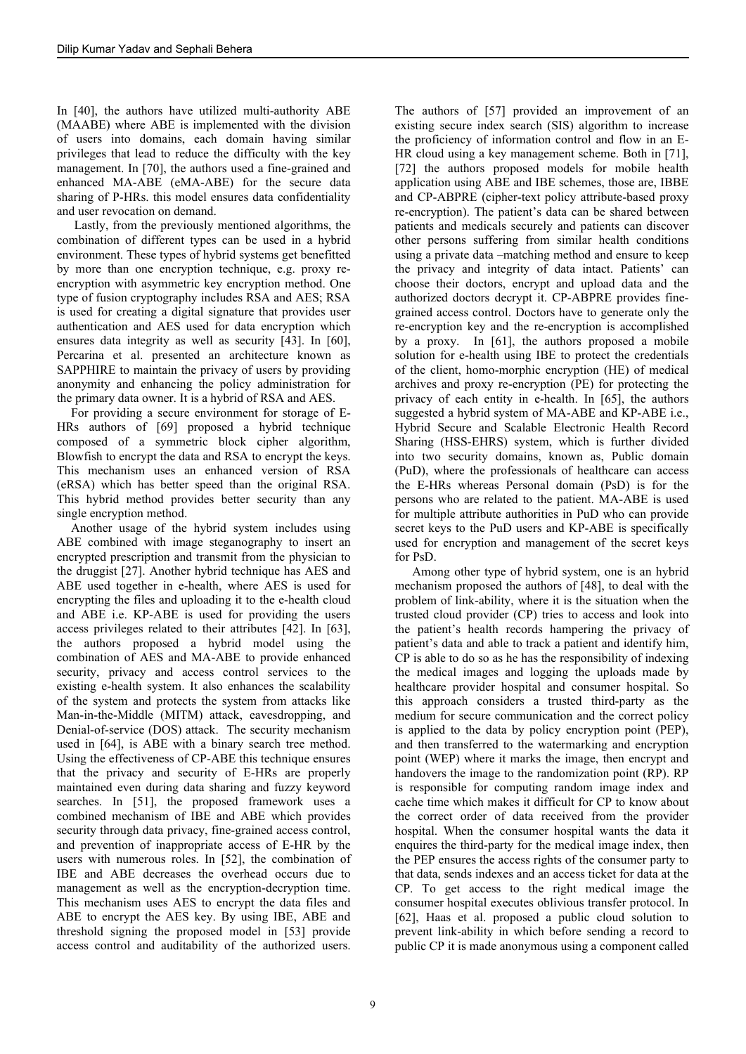In [40], the authors have utilized multi-authority ABE (MAABE) where ABE is implemented with the division of users into domains, each domain having similar privileges that lead to reduce the difficulty with the key management. In [70], the authors used a fine-grained and enhanced MA-ABE (eMA-ABE) for the secure data sharing of P-HRs. this model ensures data confidentiality and user revocation on demand.

Lastly, from the previously mentioned algorithms, the combination of different types can be used in a hybrid environment. These types of hybrid systems get benefitted by more than one encryption technique, e.g. proxy re-encryption with asymmetric key encryption method. One type of fusion cryptography includes RSA and AES; RSA is used for creating a digital signature that provides user authentication and AES used for data encryption which ensures data integrity as well as security [43]. In [60], Percarina et al. presented an architecture known as SAPPHIRE to maintain the privacy of users by providing anonymity and enhancing the policy administration for the primary data owner. It is a hybrid of RSA and AES.

For providing a secure environment for storage of E-HRs authors of [69] proposed a hybrid technique composed of a symmetric block cipher algorithm, Blowfish to encrypt the data and RSA to encrypt the keys. This mechanism uses an enhanced version of RSA (eRSA) which has better speed than the original RSA. This hybrid method provides better security than any single encryption method.

Another usage of the hybrid system includes using ABE combined with image steganography to insert an encrypted prescription and transmit from the physician to the druggist [27]. Another hybrid technique has AES and ABE used together in e-health, where AES is used for encrypting the files and uploading it to the e-health cloud and ABE i.e. KP-ABE is used for providing the users access privileges related to their attributes [42]. In [63], the authors proposed a hybrid model using the combination of AES and MA-ABE to provide enhanced security, privacy and access control services to the existing e-health system. It also enhances the scalability of the system and protects the system from attacks like Man-in-the-Middle (MITM) attack, eavesdropping, and Denial-of-service (DOS) attack. The security mechanism used in [64], is ABE with a binary search tree method. Using the effectiveness of CP-ABE this technique ensures that the privacy and security of E-HRs are properly maintained even during data sharing and fuzzy keyword searches. In [51], the proposed framework uses a combined mechanism of IBE and ABE which provides security through data privacy, fine-grained access control, and prevention of inappropriate access of E-HR by the users with numerous roles. In [52], the combination of IBE and ABE decreases the overhead occurs due to management as well as the encryption-decryption time. This mechanism uses AES to encrypt the data files and ABE to encrypt the AES key. By using IBE, ABE and threshold signing the proposed model in [53] provide access control and auditability of the authorized users. The authors of [57] provided an improvement of an existing secure index search (SIS) algorithm to increase the proficiency of information control and flow in an E-HR cloud using a key management scheme. Both in [71], [72] the authors proposed models for mobile health application using ABE and IBE schemes, those are, IBBE and CP-ABPRE (cipher-text policy attribute-based proxy re-encryption). The patient's data can be shared between patients and medicals securely and patients can discover other persons suffering from similar health conditions using a private data –matching method and ensure to keep the privacy and integrity of data intact. Patients' can choose their doctors, encrypt and upload data and the authorized doctors decrypt it. CP-ABPRE provides fine-grained access control. Doctors have to generate only the re-encryption key and the re-encryption is accomplished by a proxy. In [61], the authors proposed a mobile solution for e-health using IBE to protect the credentials of the client, homo-morphic encryption (HE) of medical archives and proxy re-encryption (PE) for protecting the privacy of each entity in e-health. In [65], the authors suggested a hybrid system of MA-ABE and KP-ABE i.e., Hybrid Secure and Scalable Electronic Health Record Sharing (HSS-EHRS) system, which is further divided into two security domains, known as, Public domain (PuD), where the professionals of healthcare can access the E-HRs whereas Personal domain (PsD) is for the persons who are related to the patient. MA-ABE is used for multiple attribute authorities in PuD who can provide secret keys to the PuD users and KP-ABE is specifically used for encryption and management of the secret keys for PsD.

Among other type of hybrid system, one is an hybrid mechanism proposed the authors of [48], to deal with the problem of link-ability, where it is the situation when the trusted cloud provider (CP) tries to access and look into the patient's health records hampering the privacy of patient's data and able to track a patient and identify him, CP is able to do so as he has the responsibility of indexing the medical images and logging the uploads made by healthcare provider hospital and consumer hospital. So this approach considers a trusted third-party as the medium for secure communication and the correct policy is applied to the data by policy encryption point (PEP), and then transferred to the watermarking and encryption point (WEP) where it marks the image, then encrypt and handovers the image to the randomization point (RP). RP is responsible for computing random image index and cache time which makes it difficult for CP to know about the correct order of data received from the provider hospital. When the consumer hospital wants the data it enquires the third-party for the medical image index, then the PEP ensures the access rights of the consumer party to that data, sends indexes and an access ticket for data at the CP. To get access to the right medical image the consumer hospital executes oblivious transfer protocol. In [62], Haas et al. proposed a public cloud solution to prevent link-ability in which before sending a record to public CP it is made anonymous using a component called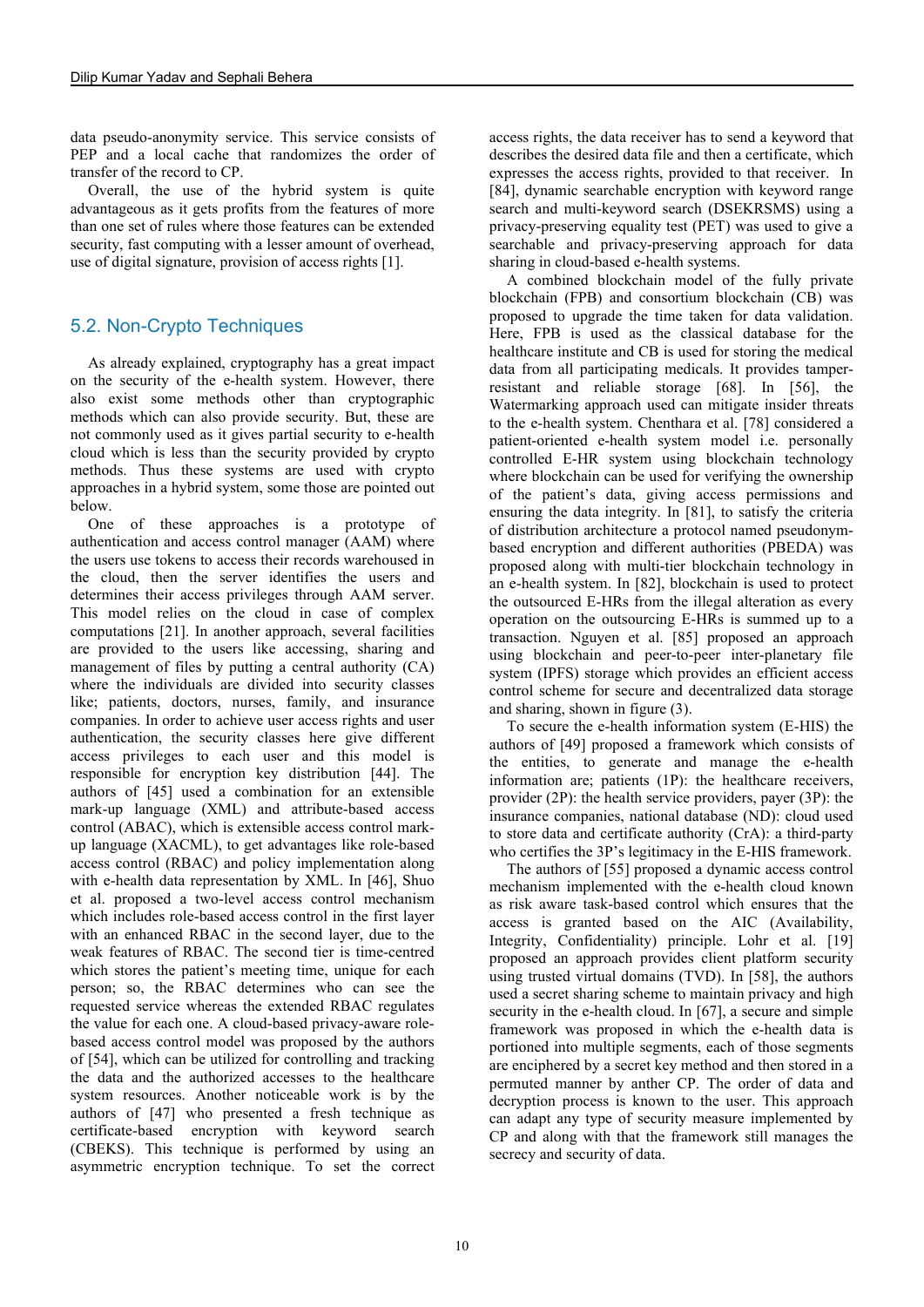data pseudo-anonymity service. This service consists of PEP and a local cache that randomizes the order of transfer of the record to CP.

Overall, the use of the hybrid system is quite advantageous as it gets profits from the features of more than one set of rules where those features can be extended security, fast computing with a lesser amount of overhead, use of digital signature, provision of access rights [1].

## 5.2. Non-Crypto Techniques

As already explained, cryptography has a great impact on the security of the e-health system. However, there also exist some methods other than cryptographic methods which can also provide security. But, these are not commonly used as it gives partial security to e-health cloud which is less than the security provided by crypto methods. Thus these systems are used with crypto approaches in a hybrid system, some those are pointed out below.

One of these approaches is a prototype of authentication and access control manager (AAM) where the users use tokens to access their records warehoused in the cloud, then the server identifies the users and determines their access privileges through AAM server. This model relies on the cloud in case of complex computations [21]. In another approach, several facilities are provided to the users like accessing, sharing and management of files by putting a central authority (CA) where the individuals are divided into security classes like; patients, doctors, nurses, family, and insurance companies. In order to achieve user access rights and user authentication, the security classes here give different access privileges to each user and this model is responsible for encryption key distribution [44]. The authors of [45] used a combination for an extensible mark-up language (XML) and attribute-based access control (ABAC), which is extensible access control mark-up language (XACML), to get advantages like role-based access control (RBAC) and policy implementation along with e-health data representation by XML. In [46], Shuo et al. proposed a two-level access control mechanism which includes role-based access control in the first layer with an enhanced RBAC in the second layer, due to the weak features of RBAC. The second tier is time-centred which stores the patient's meeting time, unique for each person; so, the RBAC determines who can see the requested service whereas the extended RBAC regulates the value for each one. A cloud-based privacy-aware role-based access control model was proposed by the authors of [54], which can be utilized for controlling and tracking the data and the authorized accesses to the healthcare system resources. Another noticeable work is by the authors of [47] who presented a fresh technique as certificate-based encryption with keyword search (CBEKS). This technique is performed by using an asymmetric encryption technique. To set the correct access rights, the data receiver has to send a keyword that describes the desired data file and then a certificate, which expresses the access rights, provided to that receiver. In [84], dynamic searchable encryption with keyword range search and multi-keyword search (DSEKRSMS) using a privacy-preserving equality test (PET) was used to give a searchable and privacy-preserving approach for data sharing in cloud-based e-health systems.

A combined blockchain model of the fully private blockchain (FPB) and consortium blockchain (CB) was proposed to upgrade the time taken for data validation. Here, FPB is used as the classical database for the healthcare institute and CB is used for storing the medical data from all participating medicals. It provides tamper-resistant and reliable storage [68]. In [56], the Watermarking approach used can mitigate insider threats to the e-health system. Chenthara et al. [78] considered a patient-oriented e-health system model i.e. personally controlled E-HR system using blockchain technology where blockchain can be used for verifying the ownership of the patient's data, giving access permissions and ensuring the data integrity. In [81], to satisfy the criteria of distribution architecture a protocol named pseudonym-based encryption and different authorities (PBEDA) was proposed along with multi-tier blockchain technology in an e-health system. In [82], blockchain is used to protect the outsourced E-HRs from the illegal alteration as every operation on the outsourcing E-HRs is summed up to a transaction. Nguyen et al. [85] proposed an approach using blockchain and peer-to-peer inter-planetary file system (IPFS) storage which provides an efficient access control scheme for secure and decentralized data storage and sharing, shown in figure (3).

To secure the e-health information system (E-HIS) the authors of [49] proposed a framework which consists of the entities, to generate and manage the e-health information are; patients (1P): the healthcare receivers, provider (2P): the health service providers, payer (3P): the insurance companies, national database (ND): cloud used to store data and certificate authority (CrA): a third-party who certifies the 3P's legitimacy in the E-HIS framework.

The authors of [55] proposed a dynamic access control mechanism implemented with the e-health cloud known as risk aware task-based control which ensures that the access is granted based on the AIC (Availability, Integrity, Confidentiality) principle. Lohr et al. [19] proposed an approach provides client platform security using trusted virtual domains (TVD). In [58], the authors used a secret sharing scheme to maintain privacy and high security in the e-health cloud. In [67], a secure and simple framework was proposed in which the e-health data is portioned into multiple segments, each of those segments are enciphered by a secret key method and then stored in a permuted manner by anther CP. The order of data and decryption process is known to the user. This approach can adapt any type of security measure implemented by CP and along with that the framework still manages the secrecy and security of data.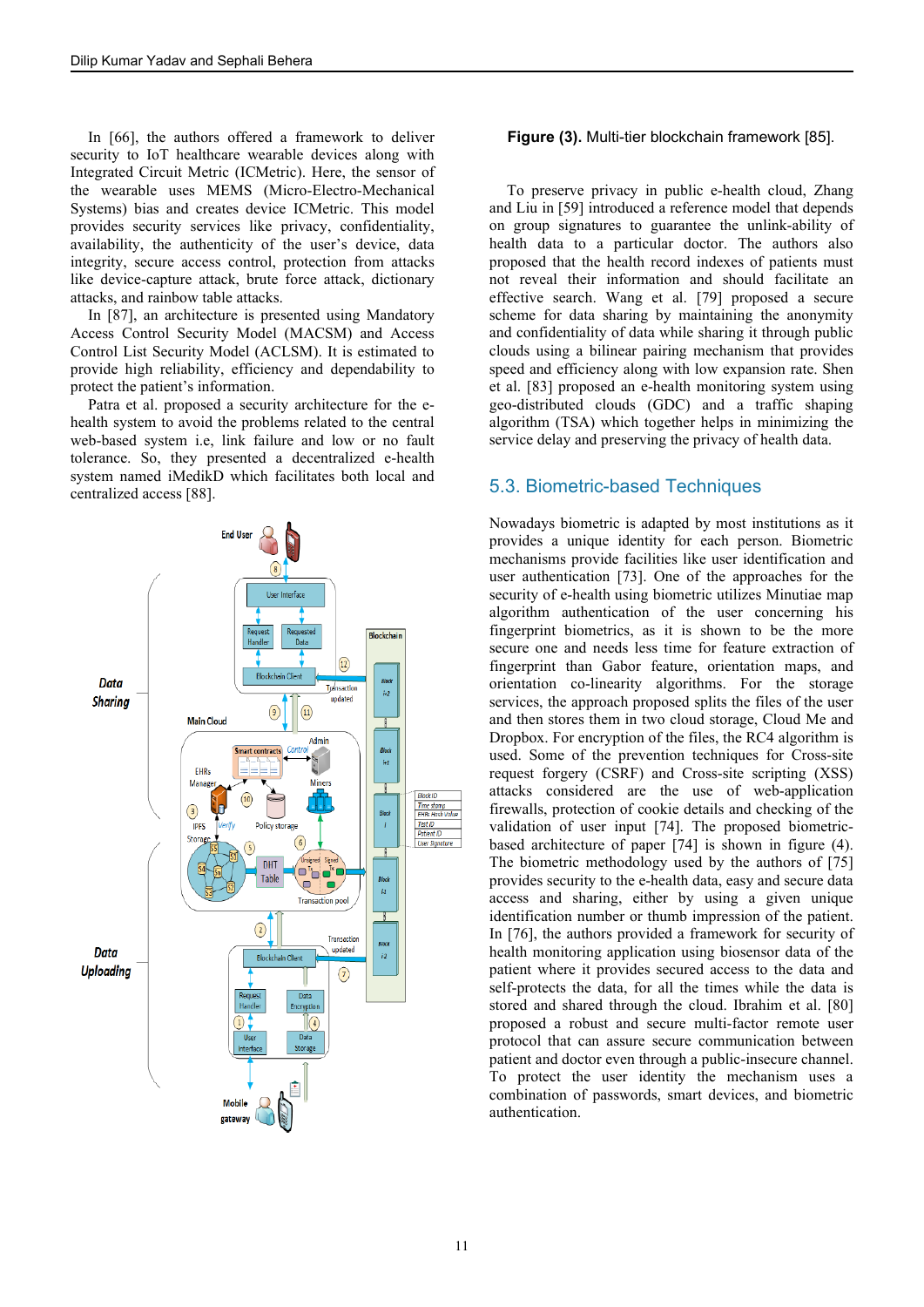In [66], the authors offered a framework to deliver security to IoT healthcare wearable devices along with Integrated Circuit Metric (ICMetric). Here, the sensor of the wearable uses MEMS (Micro-Electro-Mechanical Systems) bias and creates device ICMetric. This model provides security services like privacy, confidentiality, availability, the authenticity of the user's device, data integrity, secure access control, protection from attacks like device-capture attack, brute force attack, dictionary attacks, and rainbow table attacks.

In [87], an architecture is presented using Mandatory Access Control Security Model (MACSM) and Access Control List Security Model (ACLSM). It is estimated to provide high reliability, efficiency and dependability to protect the patient's information.

Patra et al. proposed a security architecture for the e-health system to avoid the problems related to the central web-based system i.e, link failure and low or no fault tolerance. So, they presented a decentralized e-health system named iMedikD which facilitates both local and centralized access [88].

End User

Data Sharing

User Interface

Request Handler

Requested Data

Blockchain Client

Transaction updated

Blockchain

Main Cloud

Admin

Smart contracts

Control

EHRs Manager

Miners

IPFS Storage

Verify

Policy storage

DHT Table

Transaction pool

Unsigned Tx

Signed Tx

Block i+2

Block i+1

Block i

Block i-1

Block i-2

Block ID

Time stamp

EHRs Hash Value

Test ID

Patient ID

User Signature

Data Uploading

Blockchain Client

Transaction updated

Request Handler

Data Encryption

User Interface

Data Storage

Mobile gateway

**Figure (3).** Multi-tier blockchain framework [85].

To preserve privacy in public e-health cloud, Zhang and Liu in [59] introduced a reference model that depends on group signatures to guarantee the unlink-ability of health data to a particular doctor. The authors also proposed that the health record indexes of patients must not reveal their information and should facilitate an effective search. Wang et al. [79] proposed a secure scheme for data sharing by maintaining the anonymity and confidentiality of data while sharing it through public clouds using a bilinear pairing mechanism that provides speed and efficiency along with low expansion rate. Shen et al. [83] proposed an e-health monitoring system using geo-distributed clouds (GDC) and a traffic shaping algorithm (TSA) which together helps in minimizing the service delay and preserving the privacy of health data.

## 5.3. Biometric-based Techniques

Nowadays biometric is adapted by most institutions as it provides a unique identity for each person. Biometric mechanisms provide facilities like user identification and user authentication [73]. One of the approaches for the security of e-health using biometric utilizes Minutiae map algorithm authentication of the user concerning his fingerprint biometrics, as it is shown to be the more secure one and needs less time for feature extraction of fingerprint than Gabor feature, orientation maps, and orientation co-linearity algorithms. For the storage services, the approach proposed splits the files of the user and then stores them in two cloud storage, Cloud Me and Dropbox. For encryption of the files, the RC4 algorithm is used. Some of the prevention techniques for Cross-site request forgery (CSRF) and Cross-site scripting (XSS) attacks considered are the use of web-application firewalls, protection of cookie details and checking of the validation of user input [74]. The proposed biometric-based architecture of paper [74] is shown in figure (4). The biometric methodology used by the authors of [75] provides security to the e-health data, easy and secure data access and sharing, either by using a given unique identification number or thumb impression of the patient. In [76], the authors provided a framework for security of health monitoring application using biosensor data of the patient where it provides secured access to the data and self-protects the data, for all the times while the data is stored and shared through the cloud. Ibrahim et al. [80] proposed a robust and secure multi-factor remote user protocol that can assure secure communication between patient and doctor even through a public-insecure channel. To protect the user identity the mechanism uses a combination of passwords, smart devices, and biometric authentication.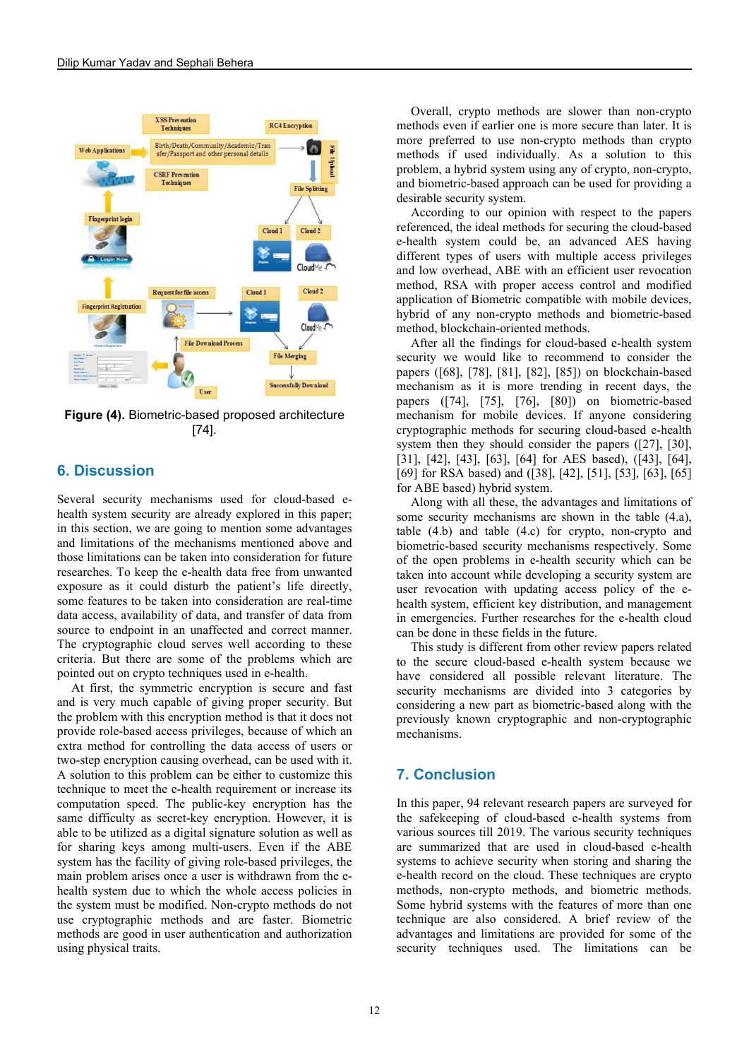Figure (4). Biometric-based proposed architecture [74].

## 6. Discussion

Several security mechanisms used for cloud-based e-health system security are already explored in this paper; in this section, we are going to mention some advantages and limitations of the mechanisms mentioned above and those limitations can be taken into consideration for future researches. To keep the e-health data free from unwanted exposure as it could disturb the patient's life directly, some features to be taken into consideration are real-time data access, availability of data, and transfer of data from source to endpoint in an unaffected and correct manner. The cryptographic cloud serves well according to these criteria. But there are some of the problems which are pointed out on crypto techniques used in e-health.

At first, the symmetric encryption is secure and fast and is very much capable of giving proper security. But the problem with this encryption method is that it does not provide role-based access privileges, because of which an extra method for controlling the data access of users or two-step encryption causing overhead, can be used with it. A solution to this problem can be either to customize this technique to meet the e-health requirement or increase its computation speed. The public-key encryption has the same difficulty as secret-key encryption. However, it is able to be utilized as a digital signature solution as well as for sharing keys among multi-users. Even if the ABE system has the facility of giving role-based privileges, the main problem arises once a user is withdrawn from the e-health system due to which the whole access policies in the system must be modified. Non-crypto methods do not use cryptographic methods and are faster. Biometric methods are good in user authentication and authorization using physical traits.

Overall, crypto methods are slower than non-crypto methods even if earlier one is more secure than later. It is more preferred to use non-crypto methods than crypto methods if used individually. As a solution to this problem, a hybrid system using any of crypto, non-crypto, and biometric-based approach can be used for providing a desirable security system.

According to our opinion with respect to the papers referenced, the ideal methods for securing the cloud-based e-health system could be, an advanced AES having different types of users with multiple access privileges and low overhead, ABE with an efficient user revocation method, RSA with proper access control and modified application of Biometric compatible with mobile devices, hybrid of any non-crypto methods and biometric-based method, blockchain-oriented methods.

After all the findings for cloud-based e-health system security we would like to recommend to consider the papers ([68], [78], [81], [82], [85]) on blockchain-based mechanism as it is more trending in recent days, the papers ([74], [75], [76], [80]) on biometric-based mechanism for mobile devices. If anyone considering cryptographic methods for securing cloud-based e-health system then they should consider the papers ([27], [30], [31], [42], [43], [63], [64] for AES based), ([43], [64], [69] for RSA based) and ([38], [42], [51], [53], [63], [65] for ABE based) hybrid system.

Along with all these, the advantages and limitations of some security mechanisms are shown in the table (4.a), table (4.b) and table (4.c) for crypto, non-crypto and biometric-based security mechanisms respectively. Some of the open problems in e-health security which can be taken into account while developing a security system are user revocation with updating access policy of the e-health system, efficient key distribution, and management in emergencies. Further researches for the e-health cloud can be done in these fields in the future.

This study is different from other review papers related to the secure cloud-based e-health system because we have considered all possible relevant literature. The security mechanisms are divided into 3 categories by considering a new part as biometric-based along with the previously known cryptographic and non-cryptographic mechanisms.

## 7. Conclusion

In this paper, 94 relevant research papers are surveyed for the safekeeping of cloud-based e-health systems from various sources till 2019. The various security techniques are summarized that are used in cloud-based e-health systems to achieve security when storing and sharing the e-health record on the cloud. These techniques are crypto methods, non-crypto methods, and biometric methods. Some hybrid systems with the features of more than one technique are also considered. A brief review of the advantages and limitations are provided for some of the security techniques used. The limitations can be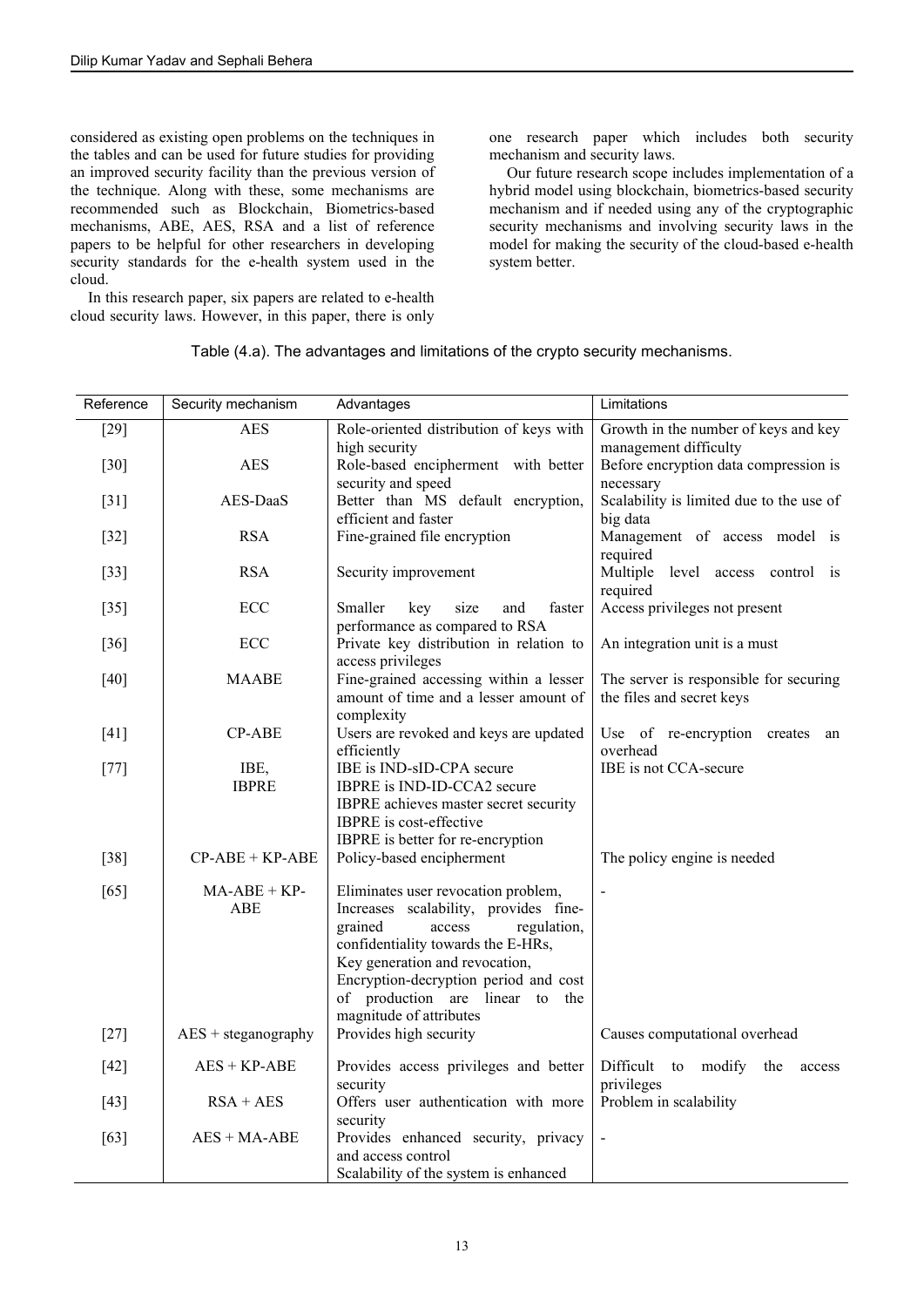considered as existing open problems on the techniques in the tables and can be used for future studies for providing an improved security facility than the previous version of the technique. Along with these, some mechanisms are recommended such as Blockchain, Biometrics-based mechanisms, ABE, AES, RSA and a list of reference papers to be helpful for other researchers in developing security standards for the e-health system used in the cloud.

In this research paper, six papers are related to e-health cloud security laws. However, in this paper, there is only one research paper which includes both security mechanism and security laws.

Our future research scope includes implementation of a hybrid model using blockchain, biometrics-based security mechanism and if needed using any of the cryptographic security mechanisms and involving security laws in the model for making the security of the cloud-based e-health system better.

Table (4.a). The advantages and limitations of the crypto security mechanisms.

| Reference | Security mechanism | Advantages | Limitations |
|---|---|---|---|
| [29] | AES | Role-oriented distribution of keys with high security | Growth in the number of keys and key management difficulty |
| [30] | AES | Role-based encipherment with better security and speed | Before encryption data compression is necessary |
| [31] | AES-DaaS | Better than MS default encryption, efficient and faster | Scalability is limited due to the use of big data |
| [32] | RSA | Fine-grained file encryption | Management of access model is required |
| [33] | RSA | Security improvement | Multiple level access control is required |
| [35] | ECC | Smaller key size and faster performance as compared to RSA | Access privileges not present |
| [36] | ECC | Private key distribution in relation to access privileges | An integration unit is a must |
| [40] | MAABE | Fine-grained accessing within a lesser amount of time and a lesser amount of complexity | The server is responsible for securing the files and secret keys |
| [41] | CP-ABE | Users are revoked and keys are updated efficiently | Use of re-encryption creates an overhead |
| [77] | IBE, IBPRE | IBE is IND-sID-CPA secure<br>IBPRE is IND-ID-CCA2 secure<br>IBPRE achieves master secret security<br>IBPRE is cost-effective<br>IBPRE is better for re-encryption | IBE is not CCA-secure |
| [38] | CP-ABE + KP-ABE | Policy-based encipherment | The policy engine is needed |
| [65] | MA-ABE + KP-ABE | Eliminates user revocation problem,<br>Increases scalability, provides fine-grained access regulation, confidentiality towards the E-HRs,<br>Key generation and revocation,<br>Encryption-decryption period and cost of production are linear to the magnitude of attributes | - |
| [27] | AES + steganography | Provides high security | Causes computational overhead |
| [42] | AES + KP-ABE | Provides access privileges and better security | Difficult to modify the access privileges |
| [43] | RSA + AES | Offers user authentication with more security | Problem in scalability |
| [63] | AES + MA-ABE | Provides enhanced security, privacy and access control<br>Scalability of the system is enhanced | - |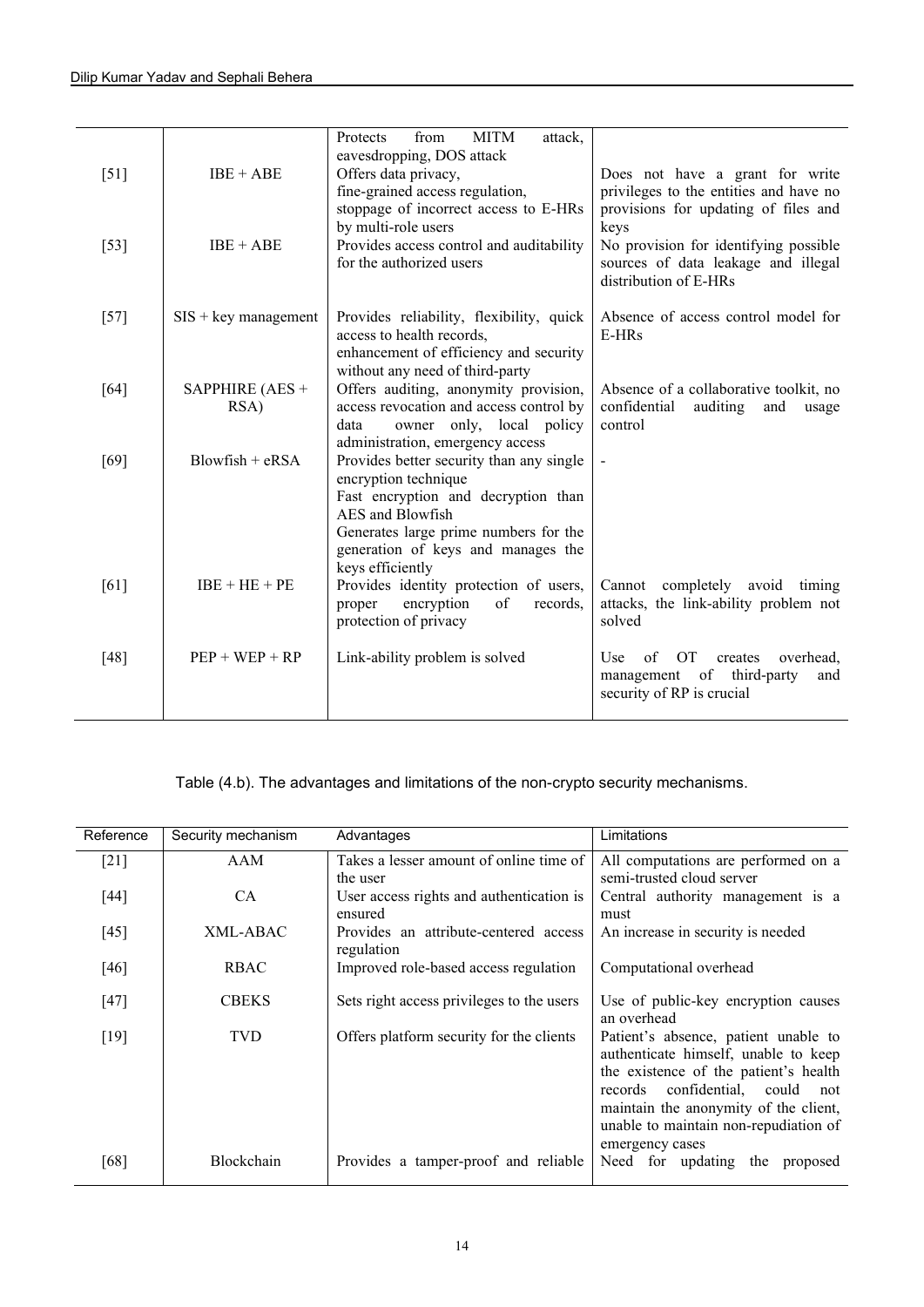| | | | |
|---|---|---|---|
| [51] | IBE + ABE | Protects from MITM attack, eavesdropping, DOS attack<br>Offers data privacy, fine-grained access regulation, stoppage of incorrect access to E-HRs by multi-role users | Does not have a grant for write privileges to the entities and have no provisions for updating of files and keys |
| [53] | IBE + ABE | Provides access control and auditability for the authorized users | No provision for identifying possible sources of data leakage and illegal distribution of E-HRs |
| [57] | SIS + key management | Provides reliability, flexibility, quick access to health records, enhancement of efficiency and security without any need of third-party | Absence of access control model for E-HRs |
| [64] | SAPPHIRE (AES + RSA) | Offers auditing, anonymity provision, access revocation and access control by data owner only, local policy administration, emergency access | Absence of a collaborative toolkit, no confidential auditing and usage control |
| [69] | Blowfish + eRSA | Provides better security than any single encryption technique<br>Fast encryption and decryption than AES and Blowfish<br>Generates large prime numbers for the generation of keys and manages the keys efficiently | - |
| [61] | IBE + HE + PE | Provides identity protection of users, proper encryption of records, protection of privacy | Cannot completely avoid timing attacks, the link-ability problem not solved |
| [48] | PEP + WEP + RP | Link-ability problem is solved | Use of OT creates overhead, management of third-party and security of RP is crucial |

Table (4.b). The advantages and limitations of the non-crypto security mechanisms.

| Reference | Security mechanism | Advantages | Limitations |
|---|---|---|---|
| [21] | AAM | Takes a lesser amount of online time of the user | All computations are performed on a semi-trusted cloud server |
| [44] | CA | User access rights and authentication is ensured | Central authority management is a must |
| [45] | XML-ABAC | Provides an attribute-centered access regulation | An increase in security is needed |
| [46] | RBAC | Improved role-based access regulation | Computational overhead |
| [47] | CBEKS | Sets right access privileges to the users | Use of public-key encryption causes an overhead |
| [19] | TVD | Offers platform security for the clients | Patient's absence, patient unable to authenticate himself, unable to keep the existence of the patient's health records confidential, could not maintain the anonymity of the client, unable to maintain non-repudiation of emergency cases |
| [68] | Blockchain | Provides a tamper-proof and reliable | Need for updating the proposed |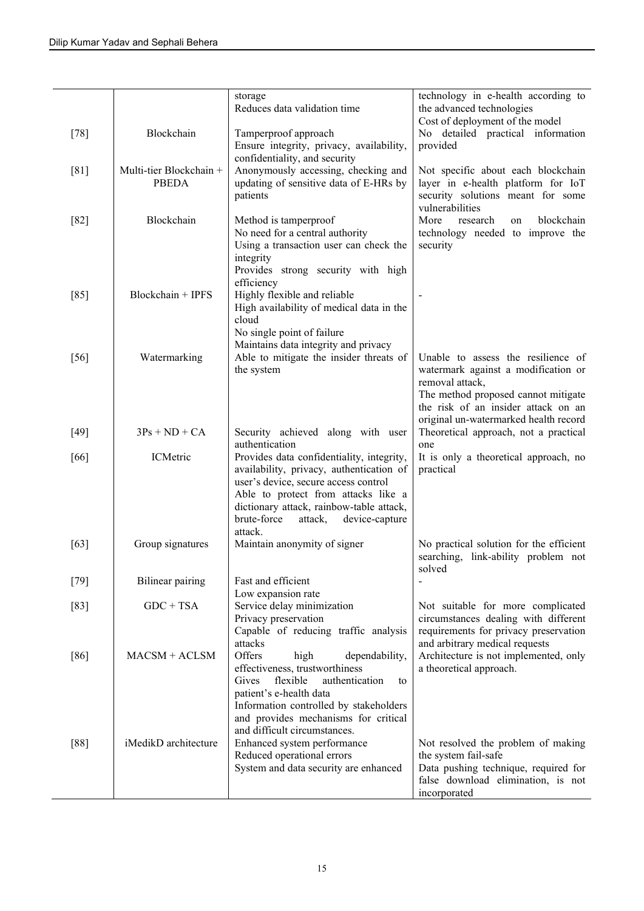| | | | |
|---|---|---|---|
| | | storage<br>Reduces data validation time | technology in e-health according to the advanced technologies<br>Cost of deployment of the model |
| [78] | Blockchain | Tamperproof approach<br>Ensure integrity, privacy, availability, confidentiality, and security | No detailed practical information provided |
| [81] | Multi-tier Blockchain + PBEDA | Anonymously accessing, checking and updating of sensitive data of E-HRs by patients | Not specific about each blockchain layer in e-health platform for IoT security solutions meant for some vulnerabilities |
| [82] | Blockchain | Method is tamperproof<br>No need for a central authority<br>Using a transaction user can check the integrity<br>Provides strong security with high efficiency | More research on blockchain technology needed to improve the security |
| [85] | Blockchain + IPFS | Highly flexible and reliable<br>High availability of medical data in the cloud<br>No single point of failure<br>Maintains data integrity and privacy | - |
| [56] | Watermarking | Able to mitigate the insider threats of the system | Unable to assess the resilience of watermark against a modification or removal attack,<br>The method proposed cannot mitigate the risk of an insider attack on an original un-watermarked health record |
| [49] | 3Ps + ND + CA | Security achieved along with user authentication | Theoretical approach, not a practical one |
| [66] | ICMetric | Provides data confidentiality, integrity, availability, privacy, authentication of user's device, secure access control<br>Able to protect from attacks like a dictionary attack, rainbow-table attack, brute-force attack, device-capture attack. | It is only a theoretical approach, no practical |
| [63] | Group signatures | Maintain anonymity of signer | No practical solution for the efficient searching, link-ability problem not solved |
| [79] | Bilinear pairing | Fast and efficient<br>Low expansion rate | - |
| [83] | GDC + TSA | Service delay minimization<br>Privacy preservation<br>Capable of reducing traffic analysis attacks | Not suitable for more complicated circumstances dealing with different requirements for privacy preservation and arbitrary medical requests |
| [86] | MACSM + ACLSM | Offers high dependability, effectiveness, trustworthiness<br>Gives flexible authentication to patient's e-health data<br>Information controlled by stakeholders and provides mechanisms for critical and difficult circumstances. | Architecture is not implemented, only a theoretical approach. |
| [88] | iMedikD architecture | Enhanced system performance<br>Reduced operational errors<br>System and data security are enhanced | Not resolved the problem of making the system fail-safe<br>Data pushing technique, required for false download elimination, is not incorporated |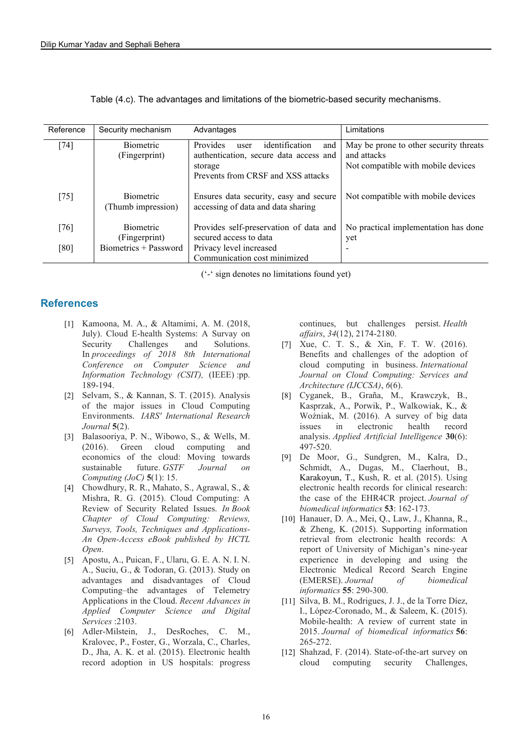Table (4.c). The advantages and limitations of the biometric-based security mechanisms.

| Reference | Security mechanism | Advantages | Limitations |
|---|---|---|---|
| [74] | Biometric (Fingerprint) | Provides user identification and authentication, secure data access and storage<br>Prevents from CRSF and XSS attacks | May be prone to other security threats and attacks<br>Not compatible with mobile devices |
| [75] | Biometric (Thumb impression) | Ensures data security, easy and secure accessing of data and data sharing | Not compatible with mobile devices |
| [76] | Biometric (Fingerprint) | Provides self-preservation of data and secured access to data | No practical implementation has done yet |
| [80] | Biometrics + Password | Privacy level increased<br>Communication cost minimized | - |

('-' sign denotes no limitations found yet)

## References

[1] Kamoona, M. A., & Altamimi, A. M. (2018, July). Cloud E-health Systems: A Survay on Security Challenges and Solutions. In *proceedings of 2018 8th International Conference on Computer Science and Information Technology (CSIT),* (IEEE) :pp. 189-194.

[2] Selvam, S., & Kannan, S. T. (2015). Analysis of the major issues in Cloud Computing Environments. *IARS' International Research Journal* **5**(2).

[3] Balasooriya, P. N., Wibowo, S., & Wells, M. (2016). Green cloud computing and economics of the cloud: Moving towards sustainable future. *GSTF Journal on Computing (JoC)* **5**(1): 15.

[4] Chowdhury, R. R., Mahato, S., Agrawal, S., & Mishra, R. G. (2015). Cloud Computing: A Review of Security Related Issues. *In Book Chapter of Cloud Computing: Reviews, Surveys, Tools, Techniques and Applications-An Open-Access eBook published by HCTL Open*.

[5] Apostu, A., Puican, F., Ularu, G. E. A. N. I. N. A., Suciu, G., & Todoran, G. (2013). Study on advantages and disadvantages of Cloud Computing–the advantages of Telemetry Applications in the Cloud. *Recent Advances in Applied Computer Science and Digital Services* :2103.

[6] Adler-Milstein, J., DesRoches, C. M., Kralovec, P., Foster, G., Worzala, C., Charles, D., Jha, A. K. et al. (2015). Electronic health record adoption in US hospitals: progress continues, but challenges persist. *Health affairs*, *34*(12), 2174-2180.

[7] Xue, C. T. S., & Xin, F. T. W. (2016). Benefits and challenges of the adoption of cloud computing in business. *International Journal on Cloud Computing: Services and Architecture (IJCCSA)*, *6*(6).

[8] Cyganek, B., Graña, M., Krawczyk, B., Kasprzak, A., Porwik, P., Walkowiak, K., & Woźniak, M. (2016). A survey of big data issues in electronic health record analysis. *Applied Artificial Intelligence* **30**(6): 497-520.

[9] De Moor, G., Sundgren, M., Kalra, D., Schmidt, A., Dugas, M., Claerhout, B., Karakoyun, T., Kush, R. et al. (2015). Using electronic health records for clinical research: the case of the EHR4CR project. *Journal of biomedical informatics* **53**: 162-173.

[10] Hanauer, D. A., Mei, Q., Law, J., Khanna, R., & Zheng, K. (2015). Supporting information retrieval from electronic health records: A report of University of Michigan's nine-year experience in developing and using the Electronic Medical Record Search Engine (EMERSE). *Journal of biomedical informatics* **55**: 290-300.

[11] Silva, B. M., Rodrigues, J. J., de la Torre Díez, I., López-Coronado, M., & Saleem, K. (2015). Mobile-health: A review of current state in 2015. *Journal of biomedical informatics* **56**: 265-272.

[12] Shahzad, F. (2014). State-of-the-art survey on cloud computing security Challenges,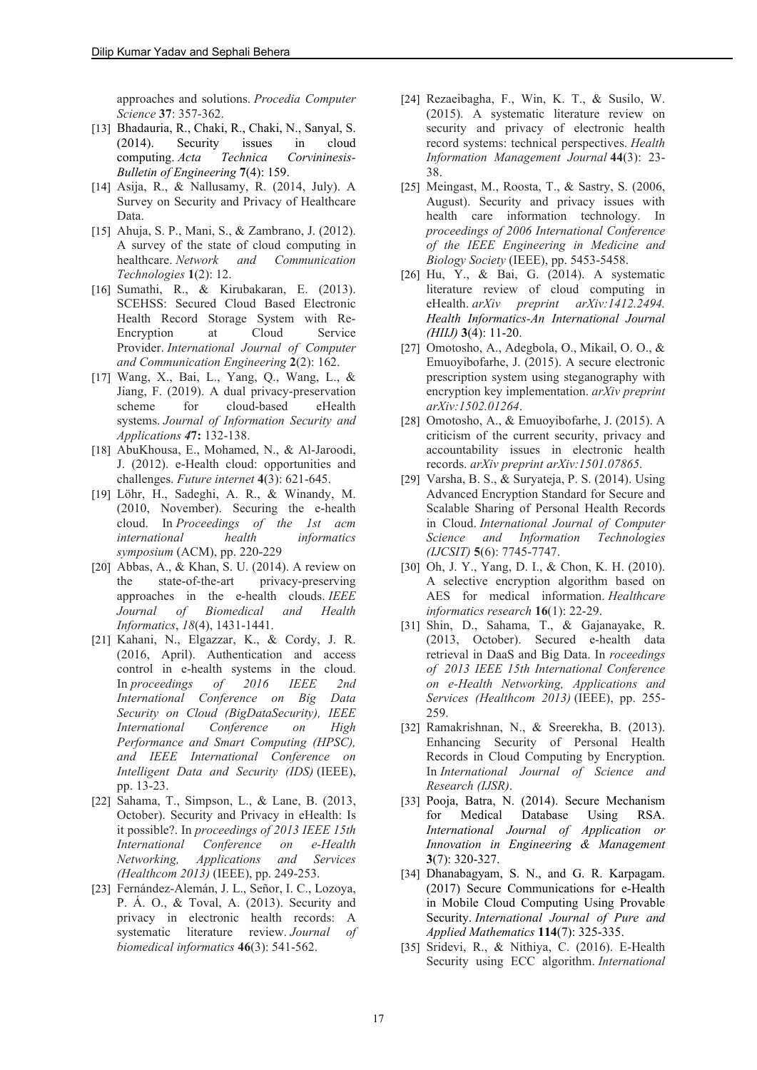approaches and solutions. *Procedia Computer Science* **37**: 357-362.

[13] Bhadauria, R., Chaki, R., Chaki, N., Sanyal, S. (2014). Security issues in cloud computing. *Acta Technica Corvininesis-Bulletin of Engineering* **7**(4): 159.

[14] Asija, R., & Nallusamy, R. (2014, July). A Survey on Security and Privacy of Healthcare Data.

[15] Ahuja, S. P., Mani, S., & Zambrano, J. (2012). A survey of the state of cloud computing in healthcare. *Network and Communication Technologies* **1**(2): 12.

[16] Sumathi, R., & Kirubakaran, E. (2013). SCEHSS: Secured Cloud Based Electronic Health Record Storage System with Re-Encryption at Cloud Service Provider. *International Journal of Computer and Communication Engineering* **2**(2): 162.

[17] Wang, X., Bai, L., Yang, Q., Wang, L., & Jiang, F. (2019). A dual privacy-preservation scheme for cloud-based eHealth systems. *Journal of Information Security and Applications* ***47*****:** 132-138.

[18] AbuKhousa, E., Mohamed, N., & Al-Jaroodi, J. (2012). e-Health cloud: opportunities and challenges. *Future internet* **4**(3): 621-645.

[19] Löhr, H., Sadeghi, A. R., & Winandy, M. (2010, November). Securing the e-health cloud. In *Proceedings of the 1st acm international health informatics symposium* (ACM), pp. 220-229

[20] Abbas, A., & Khan, S. U. (2014). A review on the state-of-the-art privacy-preserving approaches in the e-health clouds. *IEEE Journal of Biomedical and Health Informatics*, *18*(4), 1431-1441.

[21] Kahani, N., Elgazzar, K., & Cordy, J. R. (2016, April). Authentication and access control in e-health systems in the cloud. In *proceedings of 2016 IEEE 2nd International Conference on Big Data Security on Cloud (BigDataSecurity), IEEE International Conference on High Performance and Smart Computing (HPSC), and IEEE International Conference on Intelligent Data and Security (IDS)* (IEEE), pp. 13-23.

[22] Sahama, T., Simpson, L., & Lane, B. (2013, October). Security and Privacy in eHealth: Is it possible?. In *proceedings of 2013 IEEE 15th International Conference on e-Health Networking, Applications and Services (Healthcom 2013)* (IEEE), pp. 249-253.

[23] Fernández-Alemán, J. L., Señor, I. C., Lozoya, P. Á. O., & Toval, A. (2013). Security and privacy in electronic health records: A systematic literature review. *Journal of biomedical informatics* **46**(3): 541-562.

[24] Rezaeibagha, F., Win, K. T., & Susilo, W. (2015). A systematic literature review on security and privacy of electronic health record systems: technical perspectives. *Health Information Management Journal* **44**(3): 23-38.

[25] Meingast, M., Roosta, T., & Sastry, S. (2006, August). Security and privacy issues with health care information technology. In *proceedings of 2006 International Conference of the IEEE Engineering in Medicine and Biology Society* (IEEE), pp. 5453-5458.

[26] Hu, Y., & Bai, G. (2014). A systematic literature review of cloud computing in eHealth. *arXiv preprint arXiv:1412.2494. Health Informatics-An International Journal (HIIJ)* **3**(4): 11-20.

[27] Omotosho, A., Adegbola, O., Mikail, O. O., & Emuoyibofarhe, J. (2015). A secure electronic prescription system using steganography with encryption key implementation. *arXiv preprint arXiv:1502.01264*.

[28] Omotosho, A., & Emuoyibofarhe, J. (2015). A criticism of the current security, privacy and accountability issues in electronic health records. *arXiv preprint arXiv:1501.07865*.

[29] Varsha, B. S., & Suryateja, P. S. (2014). Using Advanced Encryption Standard for Secure and Scalable Sharing of Personal Health Records in Cloud. *International Journal of Computer Science and Information Technologies (IJCSIT)* **5**(6): 7745-7747.

[30] Oh, J. Y., Yang, D. I., & Chon, K. H. (2010). A selective encryption algorithm based on AES for medical information. *Healthcare informatics research* **16**(1): 22-29.

[31] Shin, D., Sahama, T., & Gajanayake, R. (2013, October). Secured e-health data retrieval in DaaS and Big Data. In *roceedings of 2013 IEEE 15th International Conference on e-Health Networking, Applications and Services (Healthcom 2013)* (IEEE), pp. 255-259.

[32] Ramakrishnan, N., & Sreerekha, B. (2013). Enhancing Security of Personal Health Records in Cloud Computing by Encryption. In *International Journal of Science and Research (IJSR)*.

[33] Pooja, Batra, N. (2014). Secure Mechanism for Medical Database Using RSA. *International Journal of Application or Innovation in Engineering & Management* **3**(7): 320-327.

[34] Dhanabagyam, S. N., and G. R. Karpagam. (2017) Secure Communications for e-Health in Mobile Cloud Computing Using Provable Security. *International Journal of Pure and Applied Mathematics* **114**(7): 325-335.

[35] Sridevi, R., & Nithiya, C. (2016). E-Health Security using ECC algorithm. *International*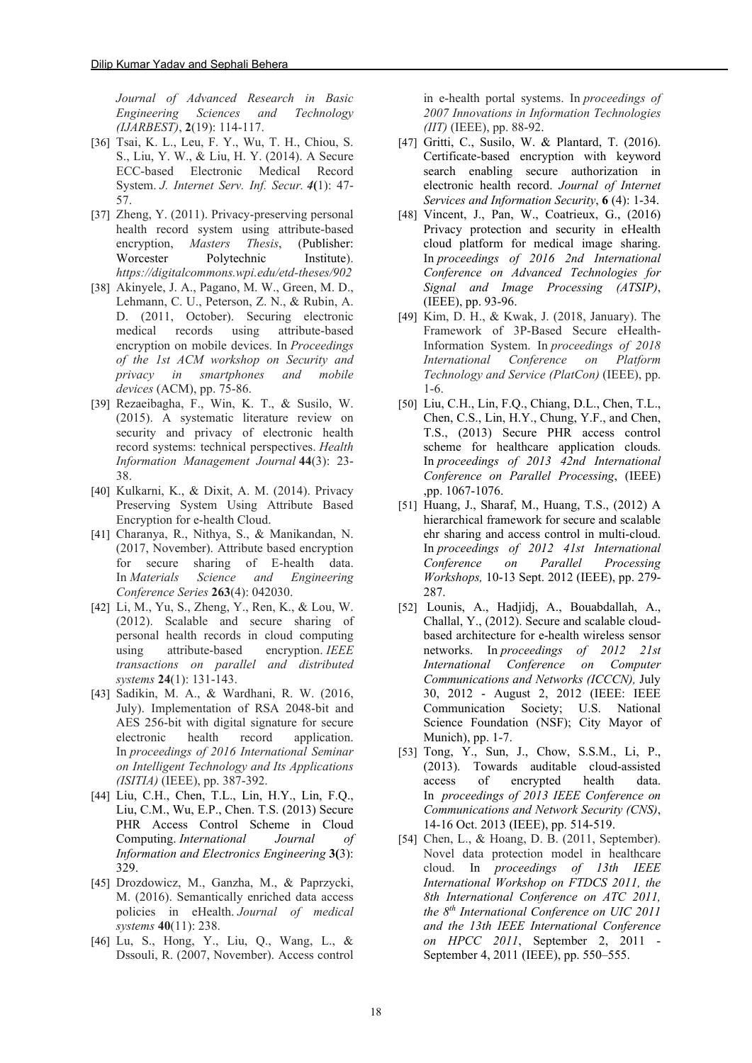*Journal of Advanced Research in Basic Engineering Sciences and Technology (IJARBEST)*, **2**(19): 114-117.

- [36] Tsai, K. L., Leu, F. Y., Wu, T. H., Chiou, S. S., Liu, Y. W., & Liu, H. Y. (2014). A Secure ECC-based Electronic Medical Record System. *J. Internet Serv. Inf. Secur. 4*(1): 47-57.
- [37] Zheng, Y. (2011). Privacy-preserving personal health record system using attribute-based encryption, *Masters Thesis*, (Publisher: Worcester Polytechnic Institute). *https://digitalcommons.wpi.edu/etd-theses/902*
- [38] Akinyele, J. A., Pagano, M. W., Green, M. D., Lehmann, C. U., Peterson, Z. N., & Rubin, A. D. (2011, October). Securing electronic medical records using attribute-based encryption on mobile devices. In *Proceedings of the 1st ACM workshop on Security and privacy in smartphones and mobile devices* (ACM), pp. 75-86.
- [39] Rezaeibagha, F., Win, K. T., & Susilo, W. (2015). A systematic literature review on security and privacy of electronic health record systems: technical perspectives. *Health Information Management Journal* **44**(3): 23-38.
- [40] Kulkarni, K., & Dixit, A. M. (2014). Privacy Preserving System Using Attribute Based Encryption for e-health Cloud.
- [41] Charanya, R., Nithya, S., & Manikandan, N. (2017, November). Attribute based encryption for secure sharing of E-health data. In *Materials Science and Engineering Conference Series* **263**(4): 042030.
- [42] Li, M., Yu, S., Zheng, Y., Ren, K., & Lou, W. (2012). Scalable and secure sharing of personal health records in cloud computing using attribute-based encryption. *IEEE transactions on parallel and distributed systems* **24**(1): 131-143.
- [43] Sadikin, M. A., & Wardhani, R. W. (2016, July). Implementation of RSA 2048-bit and AES 256-bit with digital signature for secure electronic health record application. In *proceedings of 2016 International Seminar on Intelligent Technology and Its Applications (ISITIA)* (IEEE), pp. 387-392.
- [44] Liu, C.H., Chen, T.L., Lin, H.Y., Lin, F.Q., Liu, C.M., Wu, E.P., Chen. T.S. (2013) Secure PHR Access Control Scheme in Cloud Computing. *International Journal of Information and Electronics Engineering* **3(**3): 329.
- [45] Drozdowicz, M., Ganzha, M., & Paprzycki, M. (2016). Semantically enriched data access policies in eHealth. *Journal of medical systems* **40**(11): 238.
- [46] Lu, S., Hong, Y., Liu, Q., Wang, L., & Dssouli, R. (2007, November). Access control in e-health portal systems. In *proceedings of 2007 Innovations in Information Technologies (IIT)* (IEEE), pp. 88-92.
- [47] Gritti, C., Susilo, W. & Plantard, T. (2016). Certificate-based encryption with keyword search enabling secure authorization in electronic health record. *Journal of Internet Services and Information Security*, **6** (4): 1-34.
- [48] Vincent, J., Pan, W., Coatrieux, G., (2016) Privacy protection and security in eHealth cloud platform for medical image sharing. In *proceedings of 2016 2nd International Conference on Advanced Technologies for Signal and Image Processing (ATSIP)*, (IEEE), pp. 93-96.
- [49] Kim, D. H., & Kwak, J. (2018, January). The Framework of 3P-Based Secure eHealth-Information System. In *proceedings of 2018 International Conference on Platform Technology and Service (PlatCon)* (IEEE), pp. 1-6.
- [50] Liu, C.H., Lin, F.Q., Chiang, D.L., Chen, T.L., Chen, C.S., Lin, H.Y., Chung, Y.F., and Chen, T.S., (2013) Secure PHR access control scheme for healthcare application clouds. In *proceedings of 2013 42nd International Conference on Parallel Processing*, (IEEE) ,pp. 1067-1076.
- [51] Huang, J., Sharaf, M., Huang, T.S., (2012) A hierarchical framework for secure and scalable ehr sharing and access control in multi-cloud. In *proceedings of 2012 41st International Conference on Parallel Processing Workshops,* 10-13 Sept. 2012 (IEEE), pp. 279-287.
- [52] Lounis, A., Hadjidj, A., Bouabdallah, A., Challal, Y., (2012). Secure and scalable cloud-based architecture for e-health wireless sensor networks. In *proceedings of 2012 21st International Conference on Computer Communications and Networks (ICCCN),* July 30, 2012 - August 2, 2012 (IEEE: IEEE Communication Society; U.S. National Science Foundation (NSF); City Mayor of Munich), pp. 1-7.
- [53] Tong, Y., Sun, J., Chow, S.S.M., Li, P., (2013). Towards auditable cloud-assisted access of encrypted health data. In *proceedings of 2013 IEEE Conference on Communications and Network Security (CNS)*, 14-16 Oct. 2013 (IEEE), pp. 514-519.
- [54] Chen, L., & Hoang, D. B. (2011, September). Novel data protection model in healthcare cloud. In *proceedings of 13th IEEE International Workshop on FTDCS 2011, the 8th International Conference on ATC 2011, the 8th International Conference on UIC 2011 and the 13th IEEE International Conference on HPCC 2011*, September 2, 2011 - September 4, 2011 (IEEE), pp. 550–555.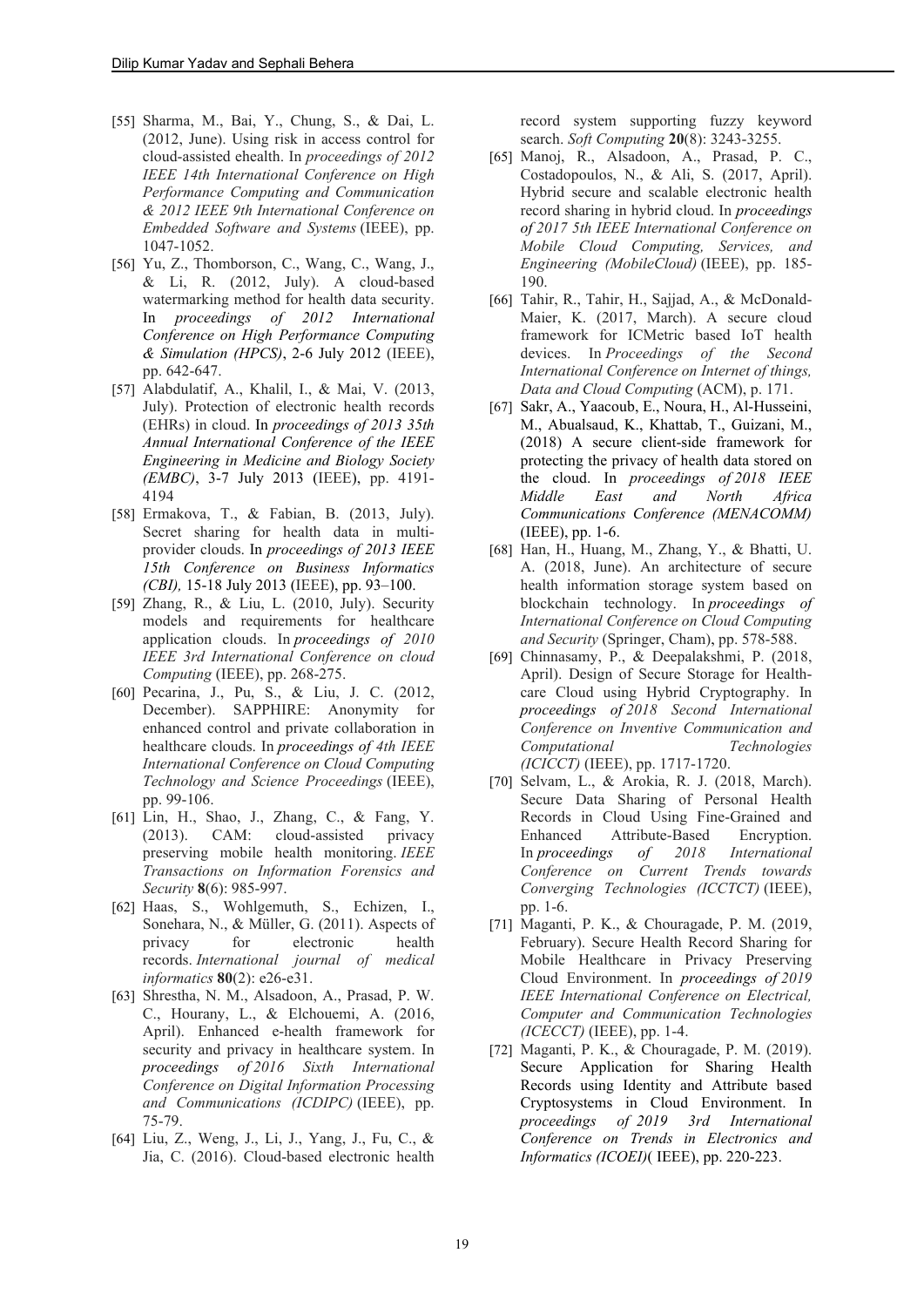[55] Sharma, M., Bai, Y., Chung, S., & Dai, L. (2012, June). Using risk in access control for cloud-assisted ehealth. In *proceedings of 2012 IEEE 14th International Conference on High Performance Computing and Communication & 2012 IEEE 9th International Conference on Embedded Software and Systems* (IEEE), pp. 1047-1052.

[56] Yu, Z., Thomborson, C., Wang, C., Wang, J., & Li, R. (2012, July). A cloud-based watermarking method for health data security. In *proceedings of 2012 International Conference on High Performance Computing & Simulation (HPCS)*, 2-6 July 2012 (IEEE), pp. 642-647.

[57] Alabdulatif, A., Khalil, I., & Mai, V. (2013, July). Protection of electronic health records (EHRs) in cloud. In *proceedings of 2013 35th Annual International Conference of the IEEE Engineering in Medicine and Biology Society (EMBC)*, 3-7 July 2013 (IEEE), pp. 4191-4194

[58] Ermakova, T., & Fabian, B. (2013, July). Secret sharing for health data in multi-provider clouds. In *proceedings of 2013 IEEE 15th Conference on Business Informatics (CBI),* 15-18 July 2013 (IEEE), pp. 93–100.

[59] Zhang, R., & Liu, L. (2010, July). Security models and requirements for healthcare application clouds. In *proceedings of 2010 IEEE 3rd International Conference on cloud Computing* (IEEE), pp. 268-275.

[60] Pecarina, J., Pu, S., & Liu, J. C. (2012, December). SAPPHIRE: Anonymity for enhanced control and private collaboration in healthcare clouds. In *proceedings of 4th IEEE International Conference on Cloud Computing Technology and Science Proceedings* (IEEE), pp. 99-106.

[61] Lin, H., Shao, J., Zhang, C., & Fang, Y. (2013). CAM: cloud-assisted privacy preserving mobile health monitoring. *IEEE Transactions on Information Forensics and Security* **8**(6): 985-997.

[62] Haas, S., Wohlgemuth, S., Echizen, I., Sonehara, N., & Müller, G. (2011). Aspects of privacy for electronic health records. *International journal of medical informatics* **80**(2): e26-e31.

[63] Shrestha, N. M., Alsadoon, A., Prasad, P. W. C., Hourany, L., & Elchouemi, A. (2016, April). Enhanced e-health framework for security and privacy in healthcare system. In *proceedings of 2016 Sixth International Conference on Digital Information Processing and Communications (ICDIPC)* (IEEE), pp. 75-79.

[64] Liu, Z., Weng, J., Li, J., Yang, J., Fu, C., & Jia, C. (2016). Cloud-based electronic health record system supporting fuzzy keyword search. *Soft Computing* **20**(8): 3243-3255.

[65] Manoj, R., Alsadoon, A., Prasad, P. C., Costadopoulos, N., & Ali, S. (2017, April). Hybrid secure and scalable electronic health record sharing in hybrid cloud. In *proceedings of 2017 5th IEEE International Conference on Mobile Cloud Computing, Services, and Engineering (MobileCloud)* (IEEE), pp. 185-190.

[66] Tahir, R., Tahir, H., Sajjad, A., & McDonald-Maier, K. (2017, March). A secure cloud framework for ICMetric based IoT health devices. In *Proceedings of the Second International Conference on Internet of things, Data and Cloud Computing* (ACM), p. 171.

[67] Sakr, A., Yaacoub, E., Noura, H., Al-Husseini, M., Abualsaud, K., Khattab, T., Guizani, M., (2018) A secure client-side framework for protecting the privacy of health data stored on the cloud. In *proceedings of 2018 IEEE Middle East and North Africa Communications Conference (MENACOMM)* (IEEE), pp. 1-6.

[68] Han, H., Huang, M., Zhang, Y., & Bhatti, U. A. (2018, June). An architecture of secure health information storage system based on blockchain technology. In *proceedings of International Conference on Cloud Computing and Security* (Springer, Cham), pp. 578-588.

[69] Chinnasamy, P., & Deepalakshmi, P. (2018, April). Design of Secure Storage for Health-care Cloud using Hybrid Cryptography. In *proceedings of 2018 Second International Conference on Inventive Communication and Computational Technologies (ICICCT)* (IEEE), pp. 1717-1720.

[70] Selvam, L., & Arokia, R. J. (2018, March). Secure Data Sharing of Personal Health Records in Cloud Using Fine-Grained and Enhanced Attribute-Based Encryption. In *proceedings of 2018 International Conference on Current Trends towards Converging Technologies (ICCTCT)* (IEEE), pp. 1-6.

[71] Maganti, P. K., & Chouragade, P. M. (2019, February). Secure Health Record Sharing for Mobile Healthcare in Privacy Preserving Cloud Environment. In *proceedings of 2019 IEEE International Conference on Electrical, Computer and Communication Technologies (ICECCT)* (IEEE), pp. 1-4.

[72] Maganti, P. K., & Chouragade, P. M. (2019). Secure Application for Sharing Health Records using Identity and Attribute based Cryptosystems in Cloud Environment. In *proceedings of 2019 3rd International Conference on Trends in Electronics and Informatics (ICOEI)*( IEEE), pp. 220-223.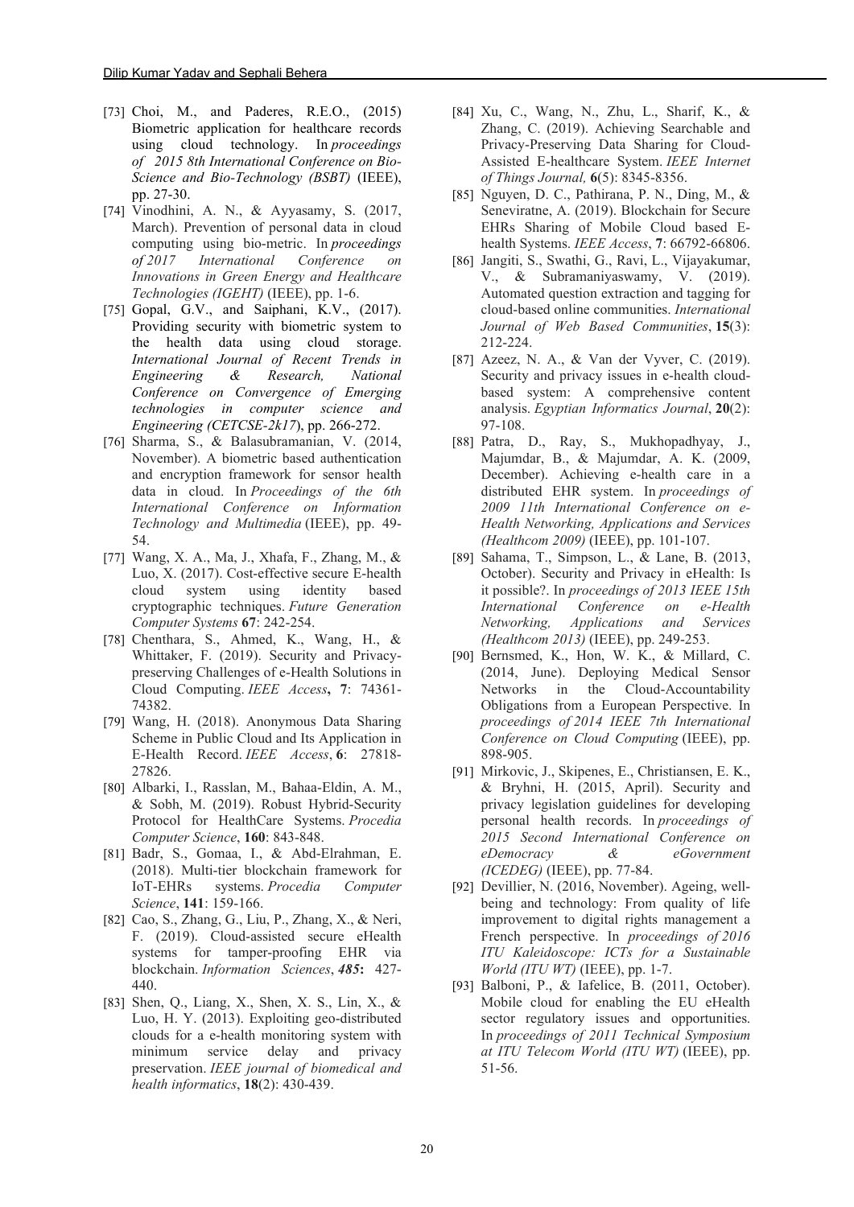[73] Choi, M., and Paderes, R.E.O., (2015) Biometric application for healthcare records using cloud technology. In *proceedings of 2015 8th International Conference on Bio-Science and Bio-Technology (BSBT)* (IEEE), pp. 27-30.

[74] Vinodhini, A. N., & Ayyasamy, S. (2017, March). Prevention of personal data in cloud computing using bio-metric. In *proceedings of 2017 International Conference on Innovations in Green Energy and Healthcare Technologies (IGEHT)* (IEEE), pp. 1-6.

[75] Gopal, G.V., and Saiphani, K.V., (2017). Providing security with biometric system to the health data using cloud storage. *International Journal of Recent Trends in Engineering & Research, National Conference on Convergence of Emerging technologies in computer science and Engineering (CETCSE-2k17)*, pp. 266-272.

[76] Sharma, S., & Balasubramanian, V. (2014, November). A biometric based authentication and encryption framework for sensor health data in cloud. In *Proceedings of the 6th International Conference on Information Technology and Multimedia* (IEEE), pp. 49-54.

[77] Wang, X. A., Ma, J., Xhafa, F., Zhang, M., & Luo, X. (2017). Cost-effective secure E-health cloud system using identity based cryptographic techniques. *Future Generation Computer Systems* **67**: 242-254.

[78] Chenthara, S., Ahmed, K., Wang, H., & Whittaker, F. (2019). Security and Privacy-preserving Challenges of e-Health Solutions in Cloud Computing. *IEEE Access*, **7**: 74361-74382.

[79] Wang, H. (2018). Anonymous Data Sharing Scheme in Public Cloud and Its Application in E-Health Record. *IEEE Access*, **6**: 27818-27826.

[80] Albarki, I., Rasslan, M., Bahaa-Eldin, A. M., & Sobh, M. (2019). Robust Hybrid-Security Protocol for HealthCare Systems. *Procedia Computer Science*, **160**: 843-848.

[81] Badr, S., Gomaa, I., & Abd-Elrahman, E. (2018). Multi-tier blockchain framework for IoT-EHRs systems. *Procedia Computer Science*, **141**: 159-166.

[82] Cao, S., Zhang, G., Liu, P., Zhang, X., & Neri, F. (2019). Cloud-assisted secure eHealth systems for tamper-proofing EHR via blockchain. *Information Sciences*, ***485*****:** 427-440.

[83] Shen, Q., Liang, X., Shen, X. S., Lin, X., & Luo, H. Y. (2013). Exploiting geo-distributed clouds for a e-health monitoring system with minimum service delay and privacy preservation. *IEEE journal of biomedical and health informatics*, **18**(2): 430-439.

[84] Xu, C., Wang, N., Zhu, L., Sharif, K., & Zhang, C. (2019). Achieving Searchable and Privacy-Preserving Data Sharing for Cloud-Assisted E-healthcare System. *IEEE Internet of Things Journal,* **6**(5): 8345-8356.

[85] Nguyen, D. C., Pathirana, P. N., Ding, M., & Seneviratne, A. (2019). Blockchain for Secure EHRs Sharing of Mobile Cloud based E-health Systems. *IEEE Access*, **7**: 66792-66806.

[86] Jangiti, S., Swathi, G., Ravi, L., Vijayakumar, V., & Subramaniyaswamy, V. (2019). Automated question extraction and tagging for cloud-based online communities. *International Journal of Web Based Communities*, **15**(3): 212-224.

[87] Azeez, N. A., & Van der Vyver, C. (2019). Security and privacy issues in e-health cloud-based system: A comprehensive content analysis. *Egyptian Informatics Journal*, **20**(2): 97-108.

[88] Patra, D., Ray, S., Mukhopadhyay, J., Majumdar, B., & Majumdar, A. K. (2009, December). Achieving e-health care in a distributed EHR system. In *proceedings of 2009 11th International Conference on e-Health Networking, Applications and Services (Healthcom 2009)* (IEEE), pp. 101-107.

[89] Sahama, T., Simpson, L., & Lane, B. (2013, October). Security and Privacy in eHealth: Is it possible?. In *proceedings of 2013 IEEE 15th International Conference on e-Health Networking, Applications and Services (Healthcom 2013)* (IEEE), pp. 249-253.

[90] Bernsmed, K., Hon, W. K., & Millard, C. (2014, June). Deploying Medical Sensor Networks in the Cloud-Accountability Obligations from a European Perspective. In *proceedings of 2014 IEEE 7th International Conference on Cloud Computing* (IEEE), pp. 898-905.

[91] Mirkovic, J., Skipenes, E., Christiansen, E. K., & Bryhni, H. (2015, April). Security and privacy legislation guidelines for developing personal health records. In *proceedings of 2015 Second International Conference on eDemocracy & eGovernment (ICEDEG)* (IEEE), pp. 77-84.

[92] Devillier, N. (2016, November). Ageing, well-being and technology: From quality of life improvement to digital rights management a French perspective. In *proceedings of 2016 ITU Kaleidoscope: ICTs for a Sustainable World (ITU WT)* (IEEE), pp. 1-7.

[93] Balboni, P., & Iafelice, B. (2011, October). Mobile cloud for enabling the EU eHealth sector regulatory issues and opportunities. In *proceedings of 2011 Technical Symposium at ITU Telecom World (ITU WT)* (IEEE), pp. 51-56.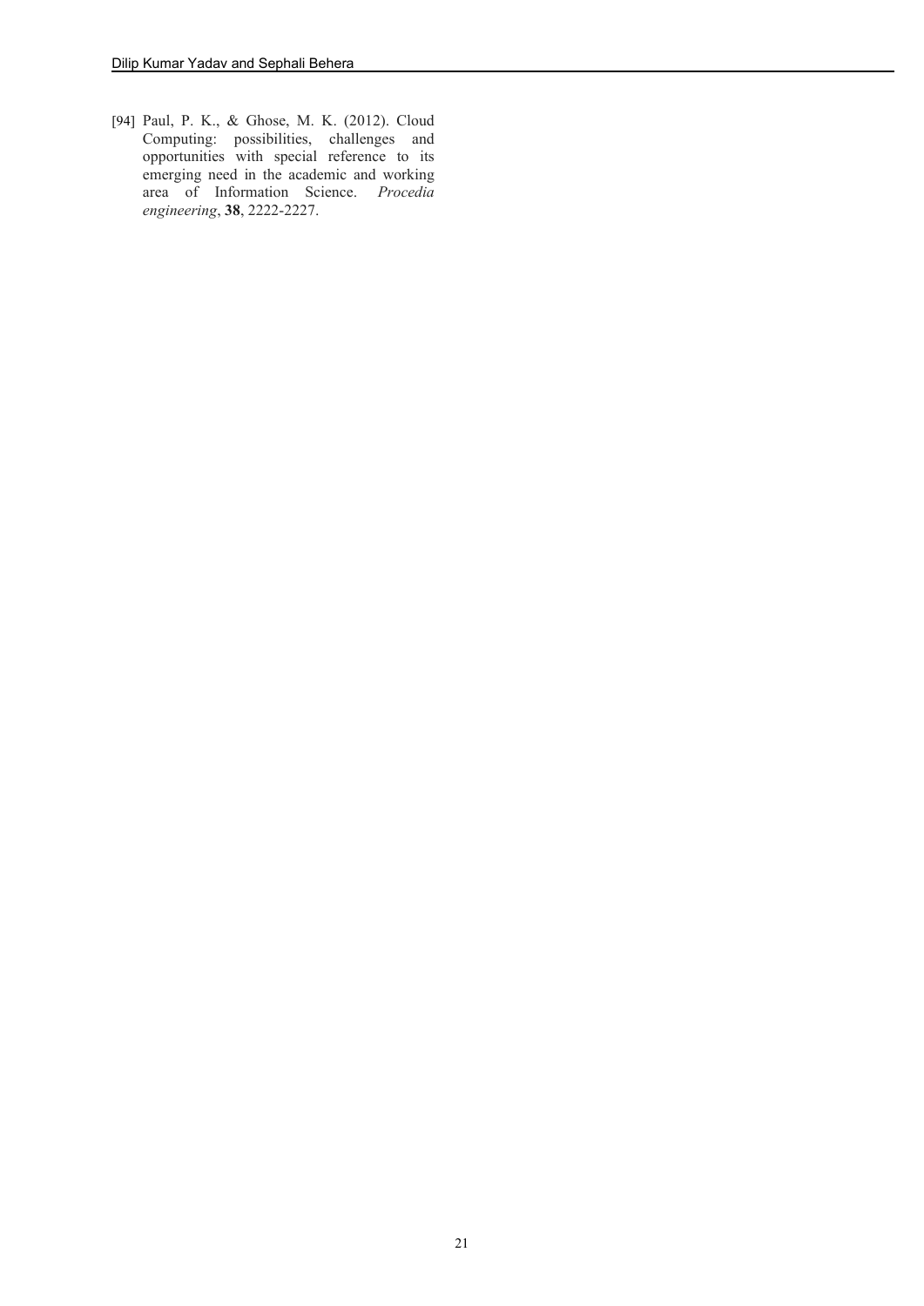[94] Paul, P. K., & Ghose, M. K. (2012). Cloud Computing: possibilities, challenges and opportunities with special reference to its emerging need in the academic and working area of Information Science. *Procedia engineering*, **38**, 2222-2227.